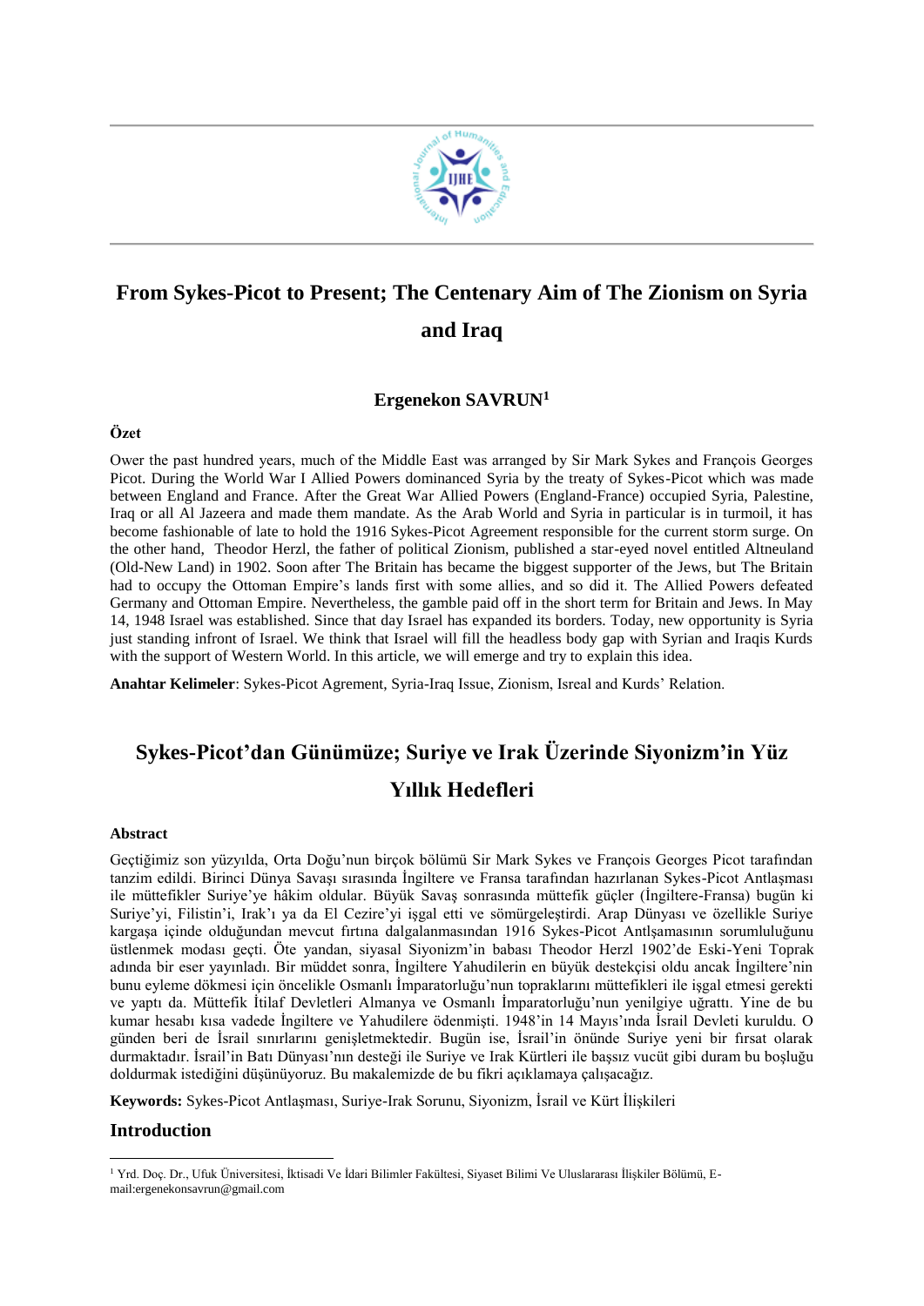# From Sykes-Picot to Present; The Centenary Aim of The Zionism on Syria and Iraq

**Ergenekon SAVRUN[1]**

### Özet

Ower the past hundred years, much of the Middle East was arranged by Sir Mark Sykes and François Georges Picot. During the World War I Allied Powers dominanced Syria by the treaty of Sykes-Picot which was made between England and France. After the Great War Allied Powers (England-France) occupied Syria, Palestine, Iraq or all Al Jazeera and made them mandate. As the Arab World and Syria in particular is in turmoil, it has become fashionable of late to hold the 1916 Sykes-Picot Agreement responsible for the current storm surge. On the other hand, Theodor Herzl, the father of political Zionism, published a star-eyed novel entitled Altneuland (Old-New Land) in 1902. Soon after The Britain has became the biggest supporter of the Jews, but The Britain had to occupy the Ottoman Empire's lands first with some allies, and so did it. The Allied Powers defeated Germany and Ottoman Empire. Nevertheless, the gamble paid off in the short term for Britain and Jews. In May 14, 1948 Israel was established. Since that day Israel has expanded its borders. Today, new opportunity is Syria just standing infront of Israel. We think that Israel will fill the headless body gap with Syrian and Iraqis Kurds with the support of Western World. In this article, we will emerge and try to explain this idea.

**Anahtar Kelimeler**: Sykes-Picot Agrement, Syria-Iraq Issue, Zionism, Isreal and Kurds' Relation.

# Sykes-Picot'dan Günümüze; Suriye ve Irak Üzerinde Siyonizm'in Yüz Yıllık Hedefleri

### Abstract

Geçtiğimiz son yüzyılda, Orta Doğu'nun birçok bölümü Sir Mark Sykes ve François Georges Picot tarafından tanzim edildi. Birinci Dünya Savaşı sırasında İngiltere ve Fransa tarafından hazırlanan Sykes-Picot Antlaşması ile müttefikler Suriye'ye hâkim oldular. Büyük Savaş sonrasında müttefik güçler (İngiltere-Fransa) bugün ki Suriye'yi, Filistin'i, Irak'ı ya da El Cezire'yi işgal etti ve sömürgeleştirdi. Arap Dünyası ve özellikle Suriye kargaşa içinde olduğundan mevcut fırtına dalgalanmasından 1916 Sykes-Picot Antlşamasının sorumluluğunu üstlenmek modası geçti. Öte yandan, siyasal Siyonizm'in babası Theodor Herzl 1902'de Eski-Yeni Toprak adında bir eser yayınladı. Bir müddet sonra, İngiltere Yahudilerin en büyük destekçisi oldu ancak İngiltere'nin bunu eyleme dökmesi için öncelikle Osmanlı İmparatorluğu'nun topraklarını müttefikleri ile işgal etmesi gerekti ve yaptı da. Müttefik İtilaf Devletleri Almanya ve Osmanlı İmparatorluğu'nun yenilgiye uğrattı. Yine de bu kumar hesabı kısa vadede İngiltere ve Yahudilere ödenmişti. 1948'in 14 Mayıs'ında İsrail Devleti kuruldu. O günden beri de İsrail sınırlarını genişletmektedir. Bugün ise, İsrail'in önünde Suriye yeni bir fırsat olarak durmaktadır. İsrail'in Batı Dünyası'nın desteği ile Suriye ve Irak Kürtleri ile başsız vucüt gibi duram bu boşluğu doldurmak istediğini düşünüyoruz. Bu makalemizde de bu fikri açıklamaya çalışaçağız.

**Keywords:** Sykes-Picot Antlaşması, Suriye-Irak Sorunu, Siyonizm, İsrail ve Kürt İlişkileri

## Introduction

---

[1] Yrd. Doç. Dr., Ufuk Üniversitesi, İktisadi Ve İdari Bilimler Fakültesi, Siyaset Bilimi Ve Uluslararası İlişkiler Bölümü, E-mail:ergenekonsavrun@gmail.com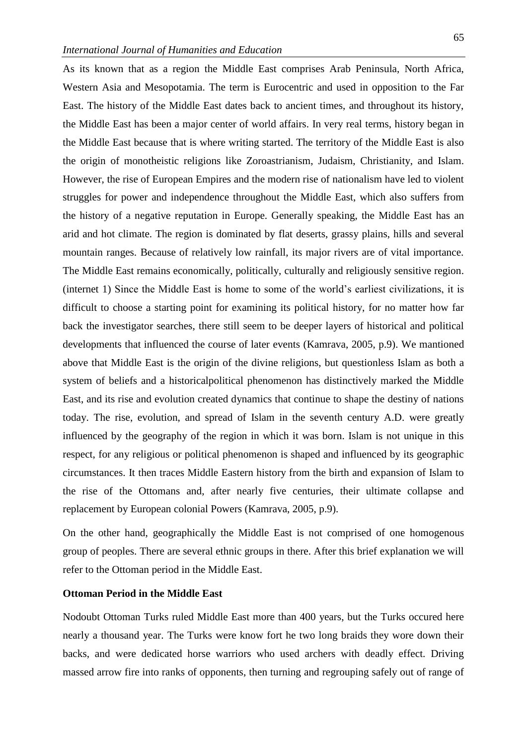As its known that as a region the Middle East comprises Arab Peninsula, North Africa, Western Asia and Mesopotamia. The term is Eurocentric and used in opposition to the Far East. The history of the Middle East dates back to ancient times, and throughout its history, the Middle East has been a major center of world affairs. In very real terms, history began in the Middle East because that is where writing started. The territory of the Middle East is also the origin of monotheistic religions like Zoroastrianism, Judaism, Christianity, and Islam. However, the rise of European Empires and the modern rise of nationalism have led to violent struggles for power and independence throughout the Middle East, which also suffers from the history of a negative reputation in Europe. Generally speaking, the Middle East has an arid and hot climate. The region is dominated by flat deserts, grassy plains, hills and several mountain ranges. Because of relatively low rainfall, its major rivers are of vital importance. The Middle East remains economically, politically, culturally and religiously sensitive region. (internet 1) Since the Middle East is home to some of the world's earliest civilizations, it is difficult to choose a starting point for examining its political history, for no matter how far back the investigator searches, there still seem to be deeper layers of historical and political developments that influenced the course of later events (Kamrava, 2005, p.9). We mantioned above that Middle East is the origin of the divine religions, but questionless Islam as both a system of beliefs and a historicalpolitical phenomenon has distinctively marked the Middle East, and its rise and evolution created dynamics that continue to shape the destiny of nations today. The rise, evolution, and spread of Islam in the seventh century A.D. were greatly influenced by the geography of the region in which it was born. Islam is not unique in this respect, for any religious or political phenomenon is shaped and influenced by its geographic circumstances. It then traces Middle Eastern history from the birth and expansion of Islam to the rise of the Ottomans and, after nearly five centuries, their ultimate collapse and replacement by European colonial Powers (Kamrava, 2005, p.9).

On the other hand, geographically the Middle East is not comprised of one homogenous group of peoples. There are several ethnic groups in there. After this brief explanation we will refer to the Ottoman period in the Middle East.

**Ottoman Period in the Middle East**

Nodoubt Ottoman Turks ruled Middle East more than 400 years, but the Turks occured here nearly a thousand year. The Turks were know fort he two long braids they wore down their backs, and were dedicated horse warriors who used archers with deadly effect. Driving massed arrow fire into ranks of opponents, then turning and regrouping safely out of range of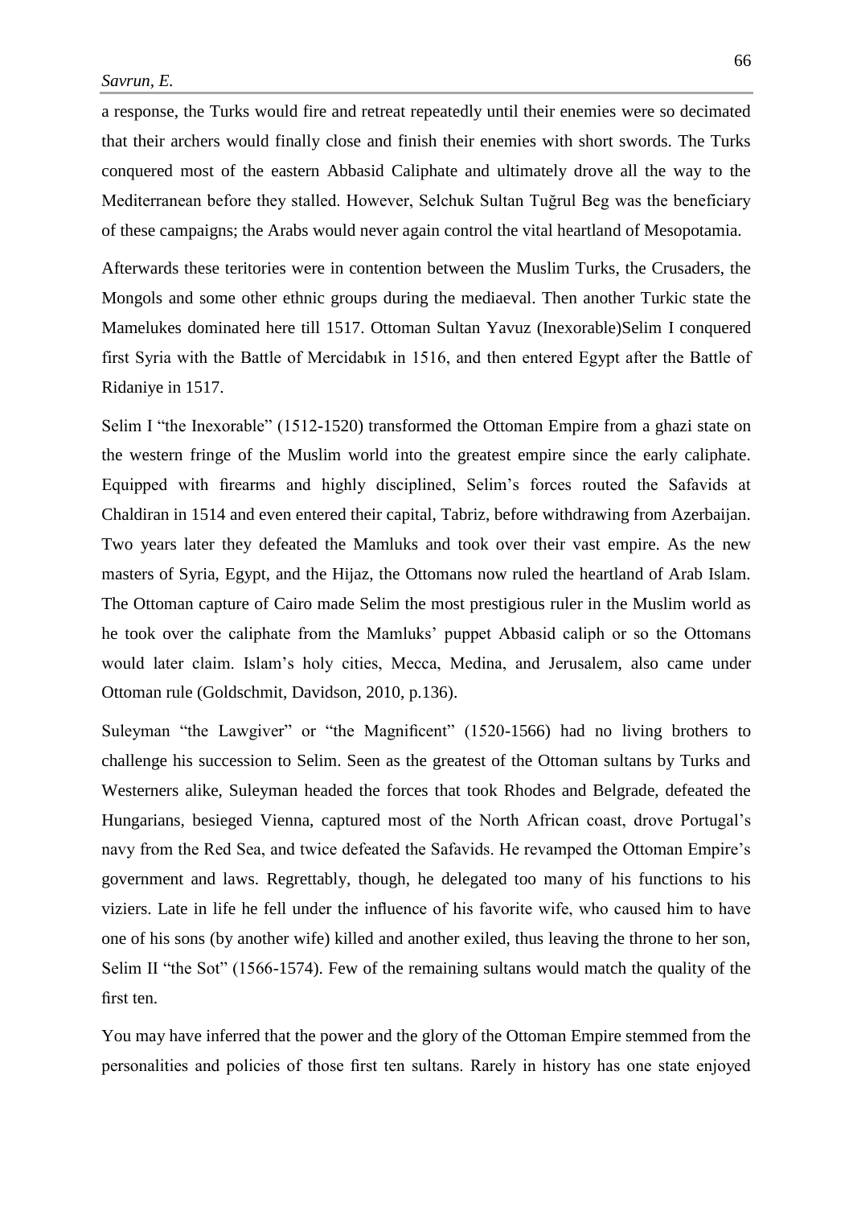a response, the Turks would fire and retreat repeatedly until their enemies were so decimated that their archers would finally close and finish their enemies with short swords. The Turks conquered most of the eastern Abbasid Caliphate and ultimately drove all the way to the Mediterranean before they stalled. However, Selchuk Sultan Tuğrul Beg was the beneficiary of these campaigns; the Arabs would never again control the vital heartland of Mesopotamia.

Afterwards these teritories were in contention between the Muslim Turks, the Crusaders, the Mongols and some other ethnic groups during the mediaeval. Then another Turkic state the Mamelukes dominated here till 1517. Ottoman Sultan Yavuz (Inexorable)Selim I conquered first Syria with the Battle of Mercidabık in 1516, and then entered Egypt after the Battle of Ridaniye in 1517.

Selim I "the Inexorable" (1512-1520) transformed the Ottoman Empire from a ghazi state on the western fringe of the Muslim world into the greatest empire since the early caliphate. Equipped with firearms and highly disciplined, Selim's forces routed the Safavids at Chaldiran in 1514 and even entered their capital, Tabriz, before withdrawing from Azerbaijan. Two years later they defeated the Mamluks and took over their vast empire. As the new masters of Syria, Egypt, and the Hijaz, the Ottomans now ruled the heartland of Arab Islam. The Ottoman capture of Cairo made Selim the most prestigious ruler in the Muslim world as he took over the caliphate from the Mamluks' puppet Abbasid caliph or so the Ottomans would later claim. Islam's holy cities, Mecca, Medina, and Jerusalem, also came under Ottoman rule (Goldschmit, Davidson, 2010, p.136).

Suleyman "the Lawgiver" or "the Magnificent" (1520-1566) had no living brothers to challenge his succession to Selim. Seen as the greatest of the Ottoman sultans by Turks and Westerners alike, Suleyman headed the forces that took Rhodes and Belgrade, defeated the Hungarians, besieged Vienna, captured most of the North African coast, drove Portugal's navy from the Red Sea, and twice defeated the Safavids. He revamped the Ottoman Empire's government and laws. Regrettably, though, he delegated too many of his functions to his viziers. Late in life he fell under the influence of his favorite wife, who caused him to have one of his sons (by another wife) killed and another exiled, thus leaving the throne to her son, Selim II "the Sot" (1566-1574). Few of the remaining sultans would match the quality of the first ten.

You may have inferred that the power and the glory of the Ottoman Empire stemmed from the personalities and policies of those first ten sultans. Rarely in history has one state enjoyed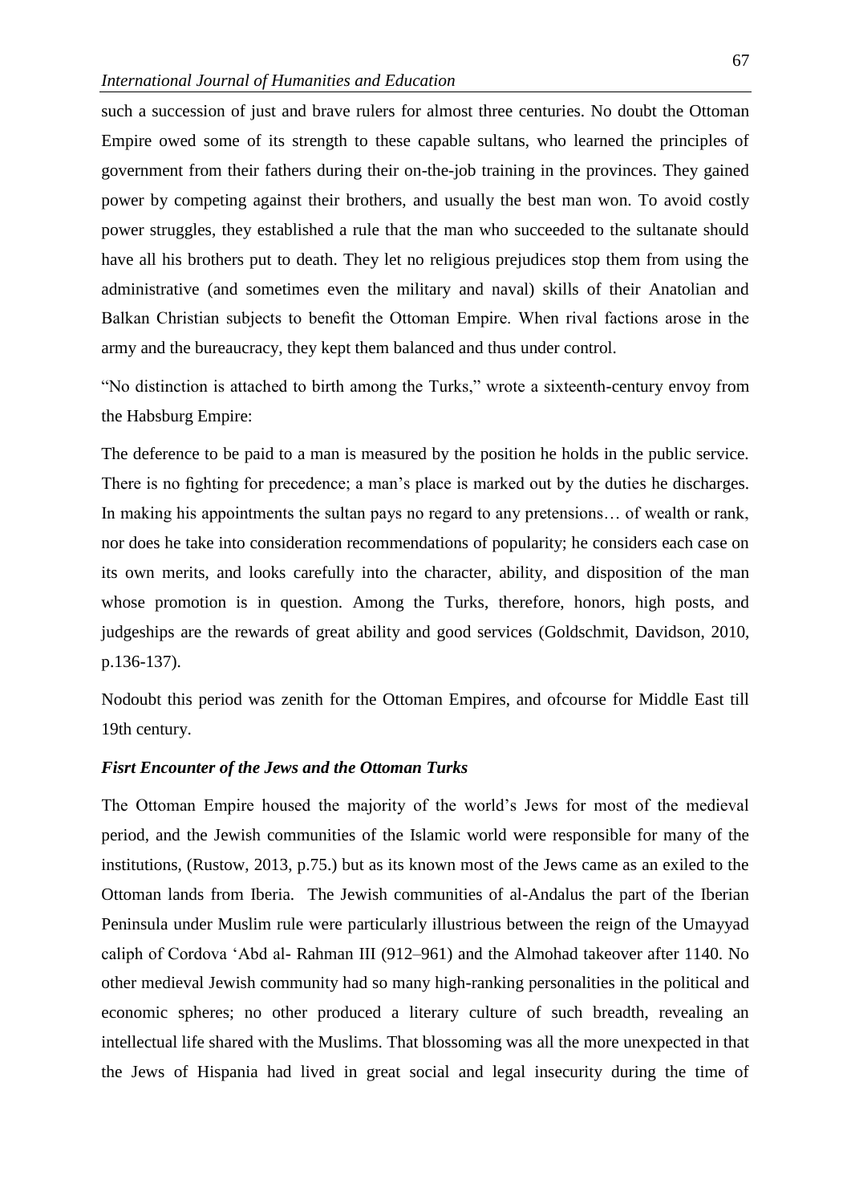such a succession of just and brave rulers for almost three centuries. No doubt the Ottoman Empire owed some of its strength to these capable sultans, who learned the principles of government from their fathers during their on-the-job training in the provinces. They gained power by competing against their brothers, and usually the best man won. To avoid costly power struggles, they established a rule that the man who succeeded to the sultanate should have all his brothers put to death. They let no religious prejudices stop them from using the administrative (and sometimes even the military and naval) skills of their Anatolian and Balkan Christian subjects to benefit the Ottoman Empire. When rival factions arose in the army and the bureaucracy, they kept them balanced and thus under control.

"No distinction is attached to birth among the Turks," wrote a sixteenth-century envoy from the Habsburg Empire:

The deference to be paid to a man is measured by the position he holds in the public service. There is no fighting for precedence; a man's place is marked out by the duties he discharges. In making his appointments the sultan pays no regard to any pretensions… of wealth or rank, nor does he take into consideration recommendations of popularity; he considers each case on its own merits, and looks carefully into the character, ability, and disposition of the man whose promotion is in question. Among the Turks, therefore, honors, high posts, and judgeships are the rewards of great ability and good services (Goldschmit, Davidson, 2010, p.136-137).

Nodoubt this period was zenith for the Ottoman Empires, and ofcourse for Middle East till 19th century.

### *Fisrt Encounter of the Jews and the Ottoman Turks*

The Ottoman Empire housed the majority of the world's Jews for most of the medieval period, and the Jewish communities of the Islamic world were responsible for many of the institutions, (Rustow, 2013, p.75.) but as its known most of the Jews came as an exiled to the Ottoman lands from Iberia. The Jewish communities of al-Andalus the part of the Iberian Peninsula under Muslim rule were particularly illustrious between the reign of the Umayyad caliph of Cordova 'Abd al- Rahman III (912–961) and the Almohad takeover after 1140. No other medieval Jewish community had so many high-ranking personalities in the political and economic spheres; no other produced a literary culture of such breadth, revealing an intellectual life shared with the Muslims. That blossoming was all the more unexpected in that the Jews of Hispania had lived in great social and legal insecurity during the time of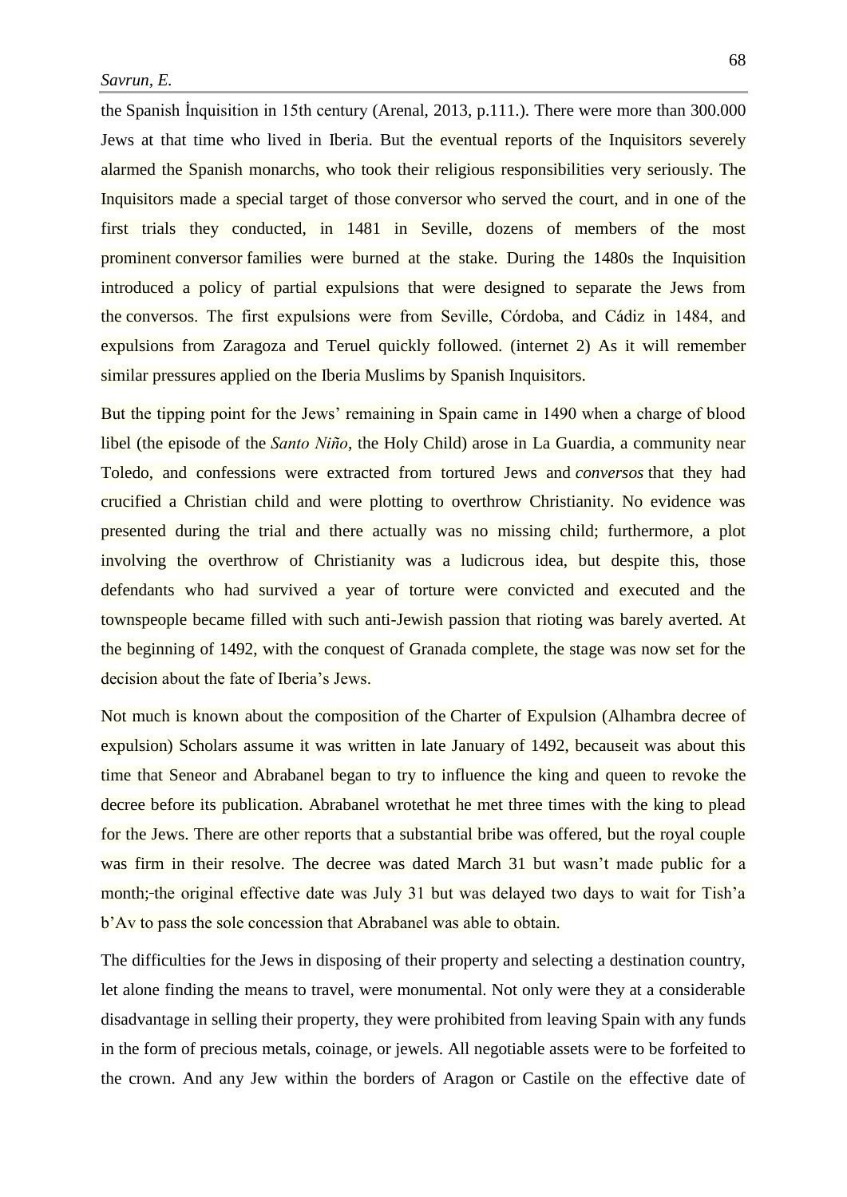the Spanish İnquisition in 15th century (Arenal, 2013, p.111.). There were more than 300.000 Jews at that time who lived in Iberia. But the eventual reports of the Inquisitors severely alarmed the Spanish monarchs, who took their religious responsibilities very seriously. The Inquisitors made a special target of those conversor who served the court, and in one of the first trials they conducted, in 1481 in Seville, dozens of members of the most prominent conversor families were burned at the stake. During the 1480s the Inquisition introduced a policy of partial expulsions that were designed to separate the Jews from the conversos. The first expulsions were from Seville, Córdoba, and Cádiz in 1484, and expulsions from Zaragoza and Teruel quickly followed. (internet 2) As it will remember similar pressures applied on the Iberia Muslims by Spanish Inquisitors.

But the tipping point for the Jews' remaining in Spain came in 1490 when a charge of blood libel (the episode of the *Santo Niño*, the Holy Child) arose in La Guardia, a community near Toledo, and confessions were extracted from tortured Jews and *conversos* that they had crucified a Christian child and were plotting to overthrow Christianity. No evidence was presented during the trial and there actually was no missing child; furthermore, a plot involving the overthrow of Christianity was a ludicrous idea, but despite this, those defendants who had survived a year of torture were convicted and executed and the townspeople became filled with such anti-Jewish passion that rioting was barely averted. At the beginning of 1492, with the conquest of Granada complete, the stage was now set for the decision about the fate of Iberia's Jews.

Not much is known about the composition of the Charter of Expulsion (Alhambra decree of expulsion) Scholars assume it was written in late January of 1492, becauseit was about this time that Seneor and Abrabanel began to try to influence the king and queen to revoke the decree before its publication. Abrabanel wrotethat he met three times with the king to plead for the Jews. There are other reports that a substantial bribe was offered, but the royal couple was firm in their resolve. The decree was dated March 31 but wasn't made public for a month; the original effective date was July 31 but was delayed two days to wait for Tish'a b'Av to pass the sole concession that Abrabanel was able to obtain.

The difficulties for the Jews in disposing of their property and selecting a destination country, let alone finding the means to travel, were monumental. Not only were they at a considerable disadvantage in selling their property, they were prohibited from leaving Spain with any funds in the form of precious metals, coinage, or jewels. All negotiable assets were to be forfeited to the crown. And any Jew within the borders of Aragon or Castile on the effective date of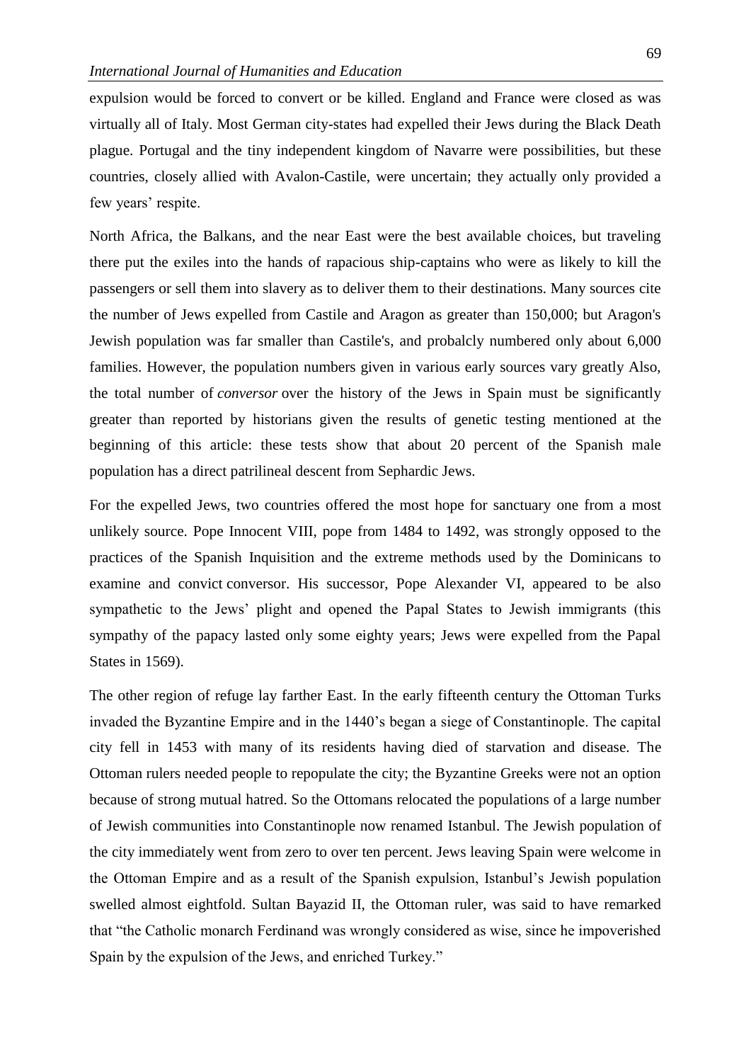expulsion would be forced to convert or be killed. England and France were closed as was virtually all of Italy. Most German city-states had expelled their Jews during the Black Death plague. Portugal and the tiny independent kingdom of Navarre were possibilities, but these countries, closely allied with Avalon-Castile, were uncertain; they actually only provided a few years' respite.

North Africa, the Balkans, and the near East were the best available choices, but traveling there put the exiles into the hands of rapacious ship-captains who were as likely to kill the passengers or sell them into slavery as to deliver them to their destinations. Many sources cite the number of Jews expelled from Castile and Aragon as greater than 150,000; but Aragon's Jewish population was far smaller than Castile's, and probalcly numbered only about 6,000 families. However, the population numbers given in various early sources vary greatly Also, the total number of *conversor* over the history of the Jews in Spain must be significantly greater than reported by historians given the results of genetic testing mentioned at the beginning of this article: these tests show that about 20 percent of the Spanish male population has a direct patrilineal descent from Sephardic Jews.

For the expelled Jews, two countries offered the most hope for sanctuary one from a most unlikely source. Pope Innocent VIII, pope from 1484 to 1492, was strongly opposed to the practices of the Spanish Inquisition and the extreme methods used by the Dominicans to examine and convict conversor. His successor, Pope Alexander VI, appeared to be also sympathetic to the Jews' plight and opened the Papal States to Jewish immigrants (this sympathy of the papacy lasted only some eighty years; Jews were expelled from the Papal States in 1569).

The other region of refuge lay farther East. In the early fifteenth century the Ottoman Turks invaded the Byzantine Empire and in the 1440's began a siege of Constantinople. The capital city fell in 1453 with many of its residents having died of starvation and disease. The Ottoman rulers needed people to repopulate the city; the Byzantine Greeks were not an option because of strong mutual hatred. So the Ottomans relocated the populations of a large number of Jewish communities into Constantinople now renamed Istanbul. The Jewish population of the city immediately went from zero to over ten percent. Jews leaving Spain were welcome in the Ottoman Empire and as a result of the Spanish expulsion, Istanbul's Jewish population swelled almost eightfold. Sultan Bayazid II, the Ottoman ruler, was said to have remarked that "the Catholic monarch Ferdinand was wrongly considered as wise, since he impoverished Spain by the expulsion of the Jews, and enriched Turkey."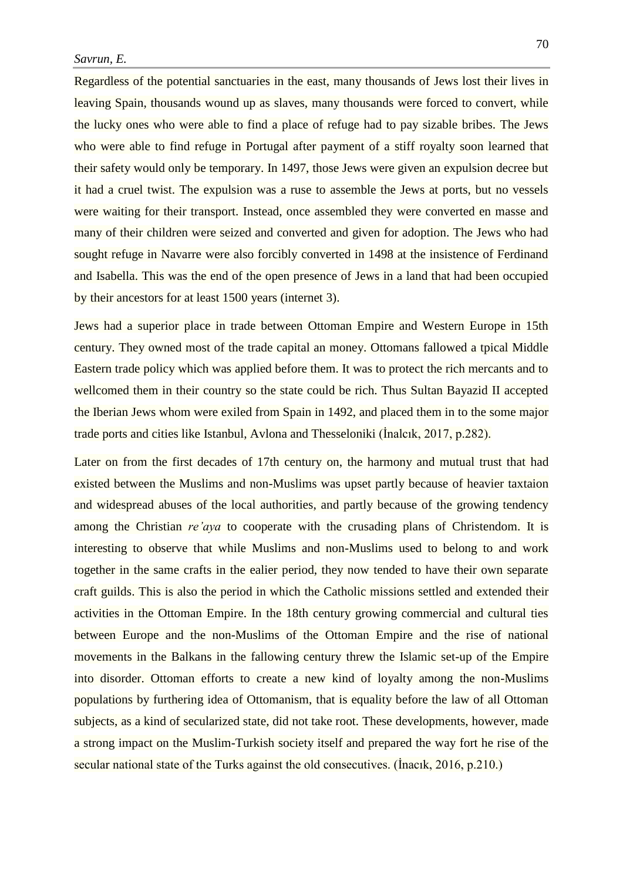Regardless of the potential sanctuaries in the east, many thousands of Jews lost their lives in leaving Spain, thousands wound up as slaves, many thousands were forced to convert, while the lucky ones who were able to find a place of refuge had to pay sizable bribes. The Jews who were able to find refuge in Portugal after payment of a stiff royalty soon learned that their safety would only be temporary. In 1497, those Jews were given an expulsion decree but it had a cruel twist. The expulsion was a ruse to assemble the Jews at ports, but no vessels were waiting for their transport. Instead, once assembled they were converted en masse and many of their children were seized and converted and given for adoption. The Jews who had sought refuge in Navarre were also forcibly converted in 1498 at the insistence of Ferdinand and Isabella. This was the end of the open presence of Jews in a land that had been occupied by their ancestors for at least 1500 years (internet 3).

Jews had a superior place in trade between Ottoman Empire and Western Europe in 15th century. They owned most of the trade capital an money. Ottomans fallowed a tpical Middle Eastern trade policy which was applied before them. It was to protect the rich mercants and to wellcomed them in their country so the state could be rich. Thus Sultan Bayazid II accepted the Iberian Jews whom were exiled from Spain in 1492, and placed them in to the some major trade ports and cities like Istanbul, Avlona and Thesseloniki (İnalcık, 2017, p.282).

Later on from the first decades of 17th century on, the harmony and mutual trust that had existed between the Muslims and non-Muslims was upset partly because of heavier taxtaion and widespread abuses of the local authorities, and partly because of the growing tendency among the Christian *re'aya* to cooperate with the crusading plans of Christendom. It is interesting to observe that while Muslims and non-Muslims used to belong to and work together in the same crafts in the ealier period, they now tended to have their own separate craft guilds. This is also the period in which the Catholic missions settled and extended their activities in the Ottoman Empire. In the 18th century growing commercial and cultural ties between Europe and the non-Muslims of the Ottoman Empire and the rise of national movements in the Balkans in the fallowing century threw the Islamic set-up of the Empire into disorder. Ottoman efforts to create a new kind of loyalty among the non-Muslims populations by furthering idea of Ottomanism, that is equality before the law of all Ottoman subjects, as a kind of secularized state, did not take root. These developments, however, made a strong impact on the Muslim-Turkish society itself and prepared the way fort he rise of the secular national state of the Turks against the old consecutives. (İnacık, 2016, p.210.)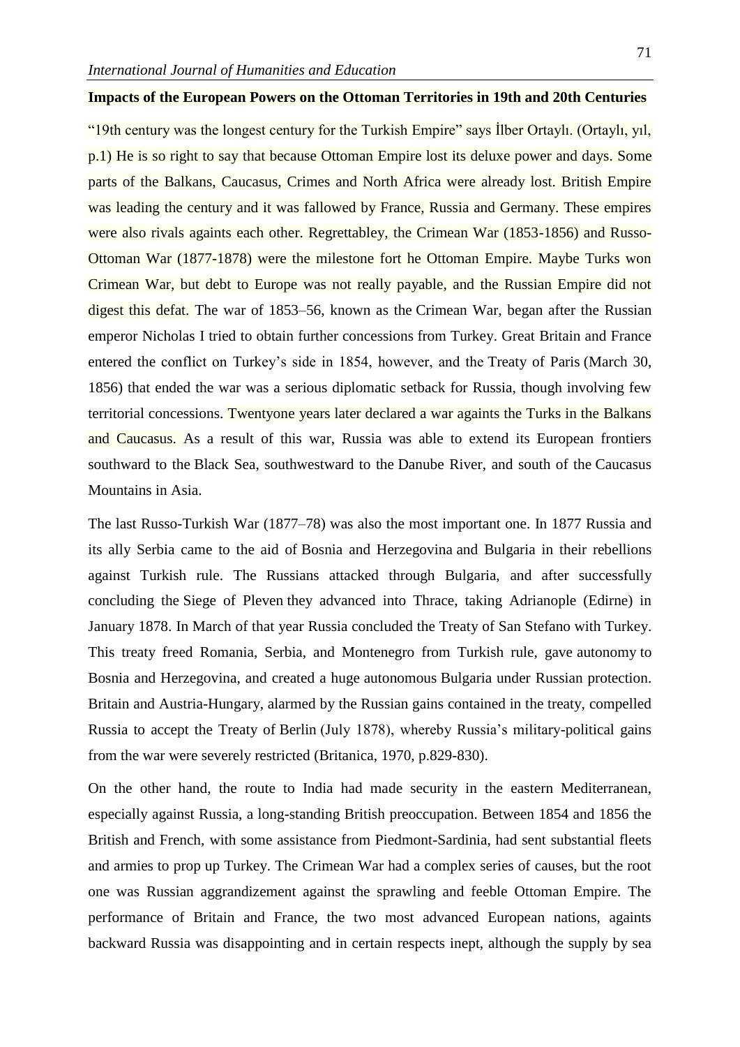**Impacts of the European Powers on the Ottoman Territories in 19th and 20th Centuries**

"19th century was the longest century for the Turkish Empire" says İlber Ortaylı. (Ortaylı, yıl, p.1) He is so right to say that because Ottoman Empire lost its deluxe power and days. Some parts of the Balkans, Caucasus, Crimes and North Africa were already lost. British Empire was leading the century and it was fallowed by France, Russia and Germany. These empires were also rivals againts each other. Regrettabley, the Crimean War (1853-1856) and Russo-Ottoman War (1877-1878) were the milestone fort he Ottoman Empire. Maybe Turks won Crimean War, but debt to Europe was not really payable, and the Russian Empire did not digest this defat. The war of 1853–56, known as the Crimean War, began after the Russian emperor Nicholas I tried to obtain further concessions from Turkey. Great Britain and France entered the conflict on Turkey's side in 1854, however, and the Treaty of Paris (March 30, 1856) that ended the war was a serious diplomatic setback for Russia, though involving few territorial concessions. Twentyone years later declared a war againts the Turks in the Balkans and Caucasus. As a result of this war, Russia was able to extend its European frontiers southward to the Black Sea, southwestward to the Danube River, and south of the Caucasus Mountains in Asia.

The last Russo-Turkish War (1877–78) was also the most important one. In 1877 Russia and its ally Serbia came to the aid of Bosnia and Herzegovina and Bulgaria in their rebellions against Turkish rule. The Russians attacked through Bulgaria, and after successfully concluding the Siege of Pleven they advanced into Thrace, taking Adrianople (Edirne) in January 1878. In March of that year Russia concluded the Treaty of San Stefano with Turkey. This treaty freed Romania, Serbia, and Montenegro from Turkish rule, gave autonomy to Bosnia and Herzegovina, and created a huge autonomous Bulgaria under Russian protection. Britain and Austria-Hungary, alarmed by the Russian gains contained in the treaty, compelled Russia to accept the Treaty of Berlin (July 1878), whereby Russia's military-political gains from the war were severely restricted (Britanica, 1970, p.829-830).

On the other hand, the route to India had made security in the eastern Mediterranean, especially against Russia, a long-standing British preoccupation. Between 1854 and 1856 the British and French, with some assistance from Piedmont-Sardinia, had sent substantial fleets and armies to prop up Turkey. The Crimean War had a complex series of causes, but the root one was Russian aggrandizement against the sprawling and feeble Ottoman Empire. The performance of Britain and France, the two most advanced European nations, againts backward Russia was disappointing and in certain respects inept, although the supply by sea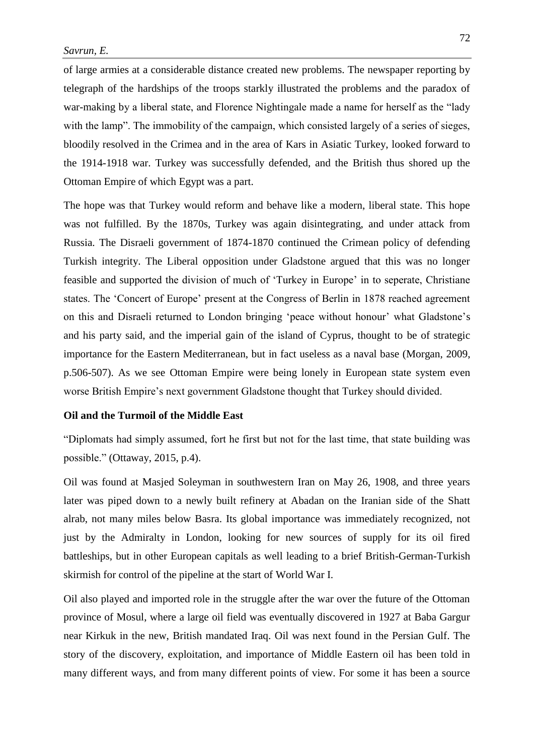of large armies at a considerable distance created new problems. The newspaper reporting by telegraph of the hardships of the troops starkly illustrated the problems and the paradox of war-making by a liberal state, and Florence Nightingale made a name for herself as the "lady with the lamp". The immobility of the campaign, which consisted largely of a series of sieges, bloodily resolved in the Crimea and in the area of Kars in Asiatic Turkey, looked forward to the 1914-1918 war. Turkey was successfully defended, and the British thus shored up the Ottoman Empire of which Egypt was a part.

The hope was that Turkey would reform and behave like a modern, liberal state. This hope was not fulfilled. By the 1870s, Turkey was again disintegrating, and under attack from Russia. The Disraeli government of 1874-1870 continued the Crimean policy of defending Turkish integrity. The Liberal opposition under Gladstone argued that this was no longer feasible and supported the division of much of 'Turkey in Europe' in to seperate, Christiane states. The 'Concert of Europe' present at the Congress of Berlin in 1878 reached agreement on this and Disraeli returned to London bringing 'peace without honour' what Gladstone's and his party said, and the imperial gain of the island of Cyprus, thought to be of strategic importance for the Eastern Mediterranean, but in fact useless as a naval base (Morgan, 2009, p.506-507). As we see Ottoman Empire were being lonely in European state system even worse British Empire's next government Gladstone thought that Turkey should divided.

**Oil and the Turmoil of the Middle East**

"Diplomats had simply assumed, fort he first but not for the last time, that state building was possible." (Ottaway, 2015, p.4).

Oil was found at Masjed Soleyman in southwestern Iran on May 26, 1908, and three years later was piped down to a newly built refinery at Abadan on the Iranian side of the Shatt alrab, not many miles below Basra. Its global importance was immediately recognized, not just by the Admiralty in London, looking for new sources of supply for its oil fired battleships, but in other European capitals as well leading to a brief British-German-Turkish skirmish for control of the pipeline at the start of World War I.

Oil also played and imported role in the struggle after the war over the future of the Ottoman province of Mosul, where a large oil field was eventually discovered in 1927 at Baba Gargur near Kirkuk in the new, British mandated Iraq. Oil was next found in the Persian Gulf. The story of the discovery, exploitation, and importance of Middle Eastern oil has been told in many different ways, and from many different points of view. For some it has been a source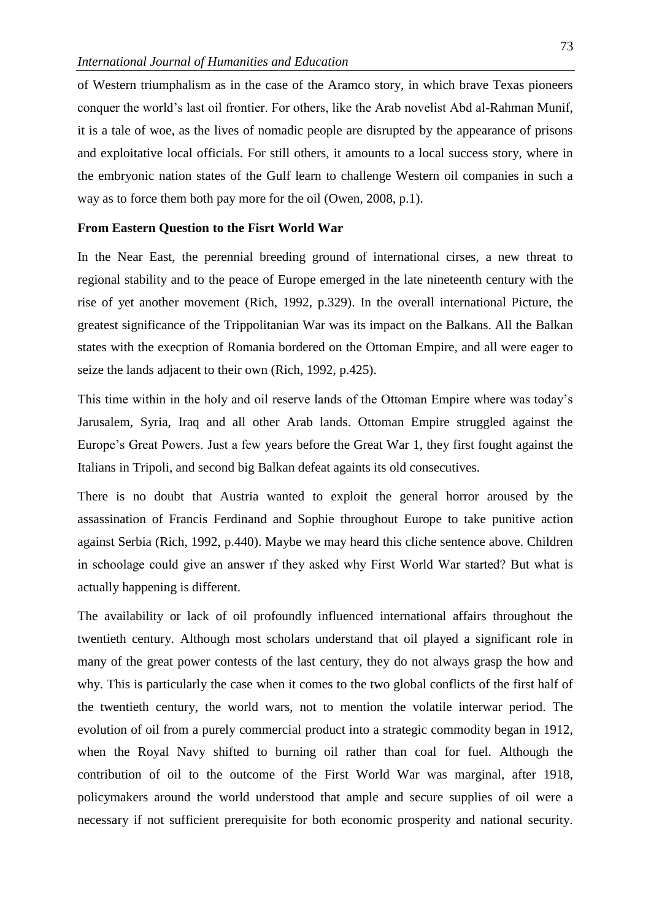of Western triumphalism as in the case of the Aramco story, in which brave Texas pioneers conquer the world's last oil frontier. For others, like the Arab novelist Abd al-Rahman Munif, it is a tale of woe, as the lives of nomadic people are disrupted by the appearance of prisons and exploitative local officials. For still others, it amounts to a local success story, where in the embryonic nation states of the Gulf learn to challenge Western oil companies in such a way as to force them both pay more for the oil (Owen, 2008, p.1).

**From Eastern Question to the Fisrt World War**

In the Near East, the perennial breeding ground of international cirses, a new threat to regional stability and to the peace of Europe emerged in the late nineteenth century with the rise of yet another movement (Rich, 1992, p.329). In the overall international Picture, the greatest significance of the Trippolitanian War was its impact on the Balkans. All the Balkan states with the execption of Romania bordered on the Ottoman Empire, and all were eager to seize the lands adjacent to their own (Rich, 1992, p.425).

This time within in the holy and oil reserve lands of the Ottoman Empire where was today's Jarusalem, Syria, Iraq and all other Arab lands. Ottoman Empire struggled against the Europe's Great Powers. Just a few years before the Great War 1, they first fought against the Italians in Tripoli, and second big Balkan defeat againts its old consecutives.

There is no doubt that Austria wanted to exploit the general horror aroused by the assassination of Francis Ferdinand and Sophie throughout Europe to take punitive action against Serbia (Rich, 1992, p.440). Maybe we may heard this cliche sentence above. Children in schoolage could give an answer ıf they asked why First World War started? But what is actually happening is different.

The availability or lack of oil profoundly influenced international affairs throughout the twentieth century. Although most scholars understand that oil played a significant role in many of the great power contests of the last century, they do not always grasp the how and why. This is particularly the case when it comes to the two global conflicts of the first half of the twentieth century, the world wars, not to mention the volatile interwar period. The evolution of oil from a purely commercial product into a strategic commodity began in 1912, when the Royal Navy shifted to burning oil rather than coal for fuel. Although the contribution of oil to the outcome of the First World War was marginal, after 1918, policymakers around the world understood that ample and secure supplies of oil were a necessary if not sufficient prerequisite for both economic prosperity and national security.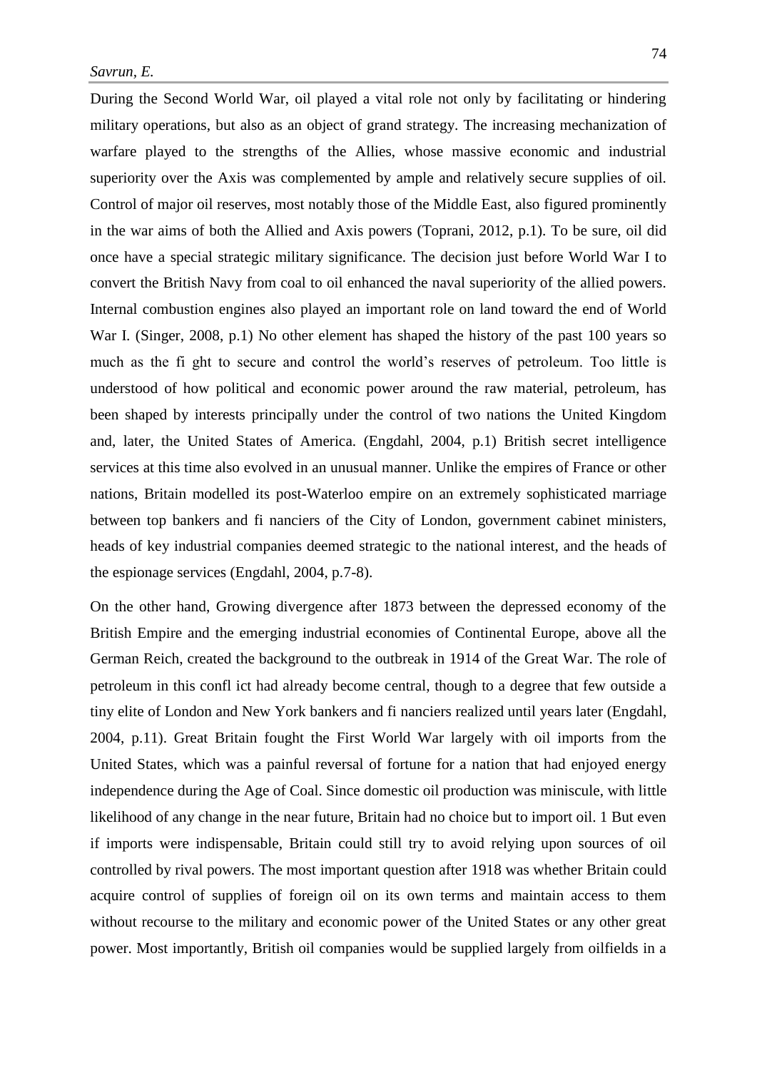During the Second World War, oil played a vital role not only by facilitating or hindering military operations, but also as an object of grand strategy. The increasing mechanization of warfare played to the strengths of the Allies, whose massive economic and industrial superiority over the Axis was complemented by ample and relatively secure supplies of oil. Control of major oil reserves, most notably those of the Middle East, also figured prominently in the war aims of both the Allied and Axis powers (Toprani, 2012, p.1). To be sure, oil did once have a special strategic military significance. The decision just before World War I to convert the British Navy from coal to oil enhanced the naval superiority of the allied powers. Internal combustion engines also played an important role on land toward the end of World War I. (Singer, 2008, p.1) No other element has shaped the history of the past 100 years so much as the fi ght to secure and control the world's reserves of petroleum. Too little is understood of how political and economic power around the raw material, petroleum, has been shaped by interests principally under the control of two nations the United Kingdom and, later, the United States of America. (Engdahl, 2004, p.1) British secret intelligence services at this time also evolved in an unusual manner. Unlike the empires of France or other nations, Britain modelled its post-Waterloo empire on an extremely sophisticated marriage between top bankers and fi nanciers of the City of London, government cabinet ministers, heads of key industrial companies deemed strategic to the national interest, and the heads of the espionage services (Engdahl, 2004, p.7-8).

On the other hand, Growing divergence after 1873 between the depressed economy of the British Empire and the emerging industrial economies of Continental Europe, above all the German Reich, created the background to the outbreak in 1914 of the Great War. The role of petroleum in this confl ict had already become central, though to a degree that few outside a tiny elite of London and New York bankers and fi nanciers realized until years later (Engdahl, 2004, p.11). Great Britain fought the First World War largely with oil imports from the United States, which was a painful reversal of fortune for a nation that had enjoyed energy independence during the Age of Coal. Since domestic oil production was miniscule, with little likelihood of any change in the near future, Britain had no choice but to import oil. 1 But even if imports were indispensable, Britain could still try to avoid relying upon sources of oil controlled by rival powers. The most important question after 1918 was whether Britain could acquire control of supplies of foreign oil on its own terms and maintain access to them without recourse to the military and economic power of the United States or any other great power. Most importantly, British oil companies would be supplied largely from oilfields in a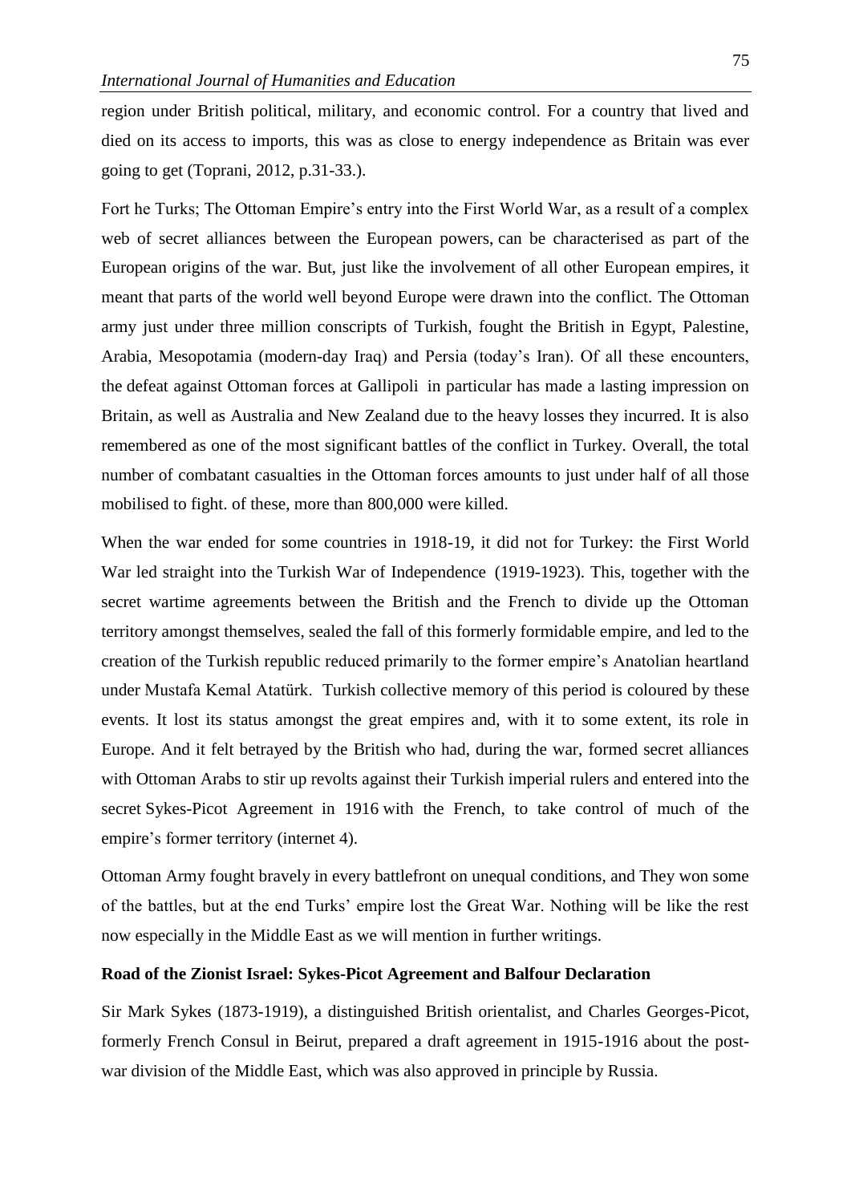region under British political, military, and economic control. For a country that lived and died on its access to imports, this was as close to energy independence as Britain was ever going to get (Toprani, 2012, p.31-33.).

Fort he Turks; The Ottoman Empire's entry into the First World War, as a result of a complex web of secret alliances between the European powers, can be characterised as part of the European origins of the war. But, just like the involvement of all other European empires, it meant that parts of the world well beyond Europe were drawn into the conflict. The Ottoman army just under three million conscripts of Turkish, fought the British in Egypt, Palestine, Arabia, Mesopotamia (modern-day Iraq) and Persia (today's Iran). Of all these encounters, the defeat against Ottoman forces at Gallipoli in particular has made a lasting impression on Britain, as well as Australia and New Zealand due to the heavy losses they incurred. It is also remembered as one of the most significant battles of the conflict in Turkey. Overall, the total number of combatant casualties in the Ottoman forces amounts to just under half of all those mobilised to fight. of these, more than 800,000 were killed.

When the war ended for some countries in 1918-19, it did not for Turkey: the First World War led straight into the Turkish War of Independence (1919-1923). This, together with the secret wartime agreements between the British and the French to divide up the Ottoman territory amongst themselves, sealed the fall of this formerly formidable empire, and led to the creation of the Turkish republic reduced primarily to the former empire's Anatolian heartland under Mustafa Kemal Atatürk. Turkish collective memory of this period is coloured by these events. It lost its status amongst the great empires and, with it to some extent, its role in Europe. And it felt betrayed by the British who had, during the war, formed secret alliances with Ottoman Arabs to stir up revolts against their Turkish imperial rulers and entered into the secret Sykes-Picot Agreement in 1916 with the French, to take control of much of the empire's former territory (internet 4).

Ottoman Army fought bravely in every battlefront on unequal conditions, and They won some of the battles, but at the end Turks' empire lost the Great War. Nothing will be like the rest now especially in the Middle East as we will mention in further writings.

**Road of the Zionist Israel: Sykes-Picot Agreement and Balfour Declaration**

Sir Mark Sykes (1873-1919), a distinguished British orientalist, and Charles Georges-Picot, formerly French Consul in Beirut, prepared a draft agreement in 1915-1916 about the post-war division of the Middle East, which was also approved in principle by Russia.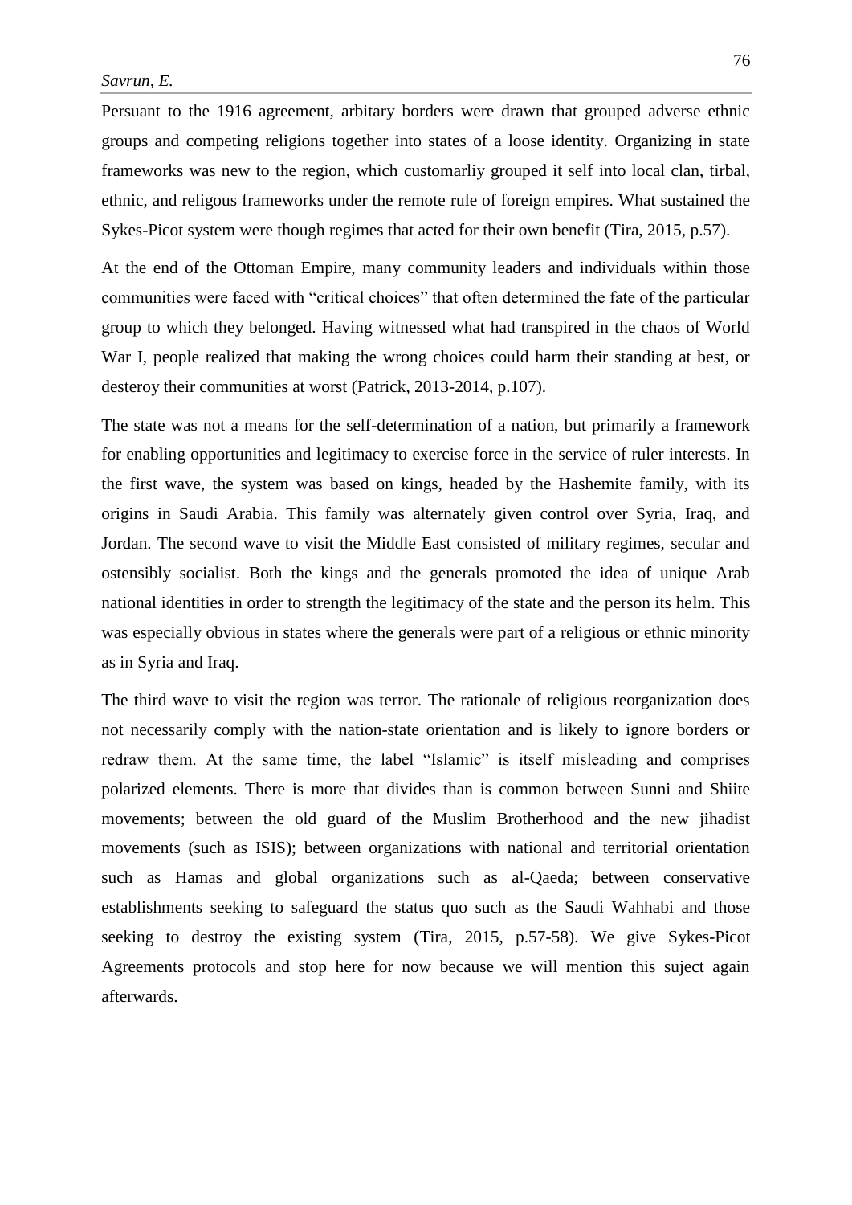Persuant to the 1916 agreement, arbitary borders were drawn that grouped adverse ethnic groups and competing religions together into states of a loose identity. Organizing in state frameworks was new to the region, which customarliy grouped it self into local clan, tirbal, ethnic, and religous frameworks under the remote rule of foreign empires. What sustained the Sykes-Picot system were though regimes that acted for their own benefit (Tira, 2015, p.57).

At the end of the Ottoman Empire, many community leaders and individuals within those communities were faced with "critical choices" that often determined the fate of the particular group to which they belonged. Having witnessed what had transpired in the chaos of World War I, people realized that making the wrong choices could harm their standing at best, or desteroy their communities at worst (Patrick, 2013-2014, p.107).

The state was not a means for the self-determination of a nation, but primarily a framework for enabling opportunities and legitimacy to exercise force in the service of ruler interests. In the first wave, the system was based on kings, headed by the Hashemite family, with its origins in Saudi Arabia. This family was alternately given control over Syria, Iraq, and Jordan. The second wave to visit the Middle East consisted of military regimes, secular and ostensibly socialist. Both the kings and the generals promoted the idea of unique Arab national identities in order to strength the legitimacy of the state and the person its helm. This was especially obvious in states where the generals were part of a religious or ethnic minority as in Syria and Iraq.

The third wave to visit the region was terror. The rationale of religious reorganization does not necessarily comply with the nation-state orientation and is likely to ignore borders or redraw them. At the same time, the label "Islamic" is itself misleading and comprises polarized elements. There is more that divides than is common between Sunni and Shiite movements; between the old guard of the Muslim Brotherhood and the new jihadist movements (such as ISIS); between organizations with national and territorial orientation such as Hamas and global organizations such as al-Qaeda; between conservative establishments seeking to safeguard the status quo such as the Saudi Wahhabi and those seeking to destroy the existing system (Tira, 2015, p.57-58). We give Sykes-Picot Agreements protocols and stop here for now because we will mention this suject again afterwards.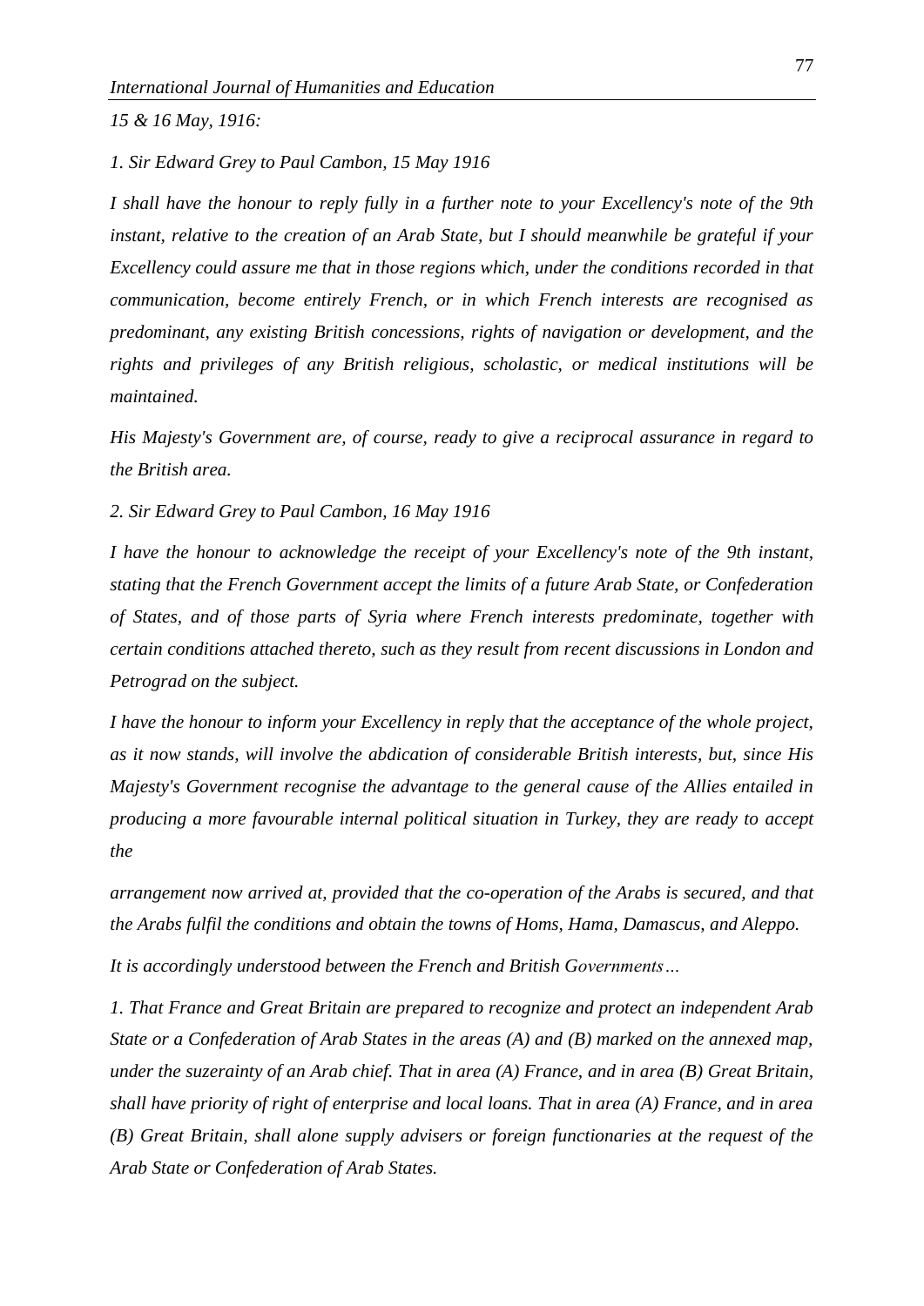*15 & 16 May, 1916:*

*1. Sir Edward Grey to Paul Cambon, 15 May 1916*

*I shall have the honour to reply fully in a further note to your Excellency's note of the 9th instant, relative to the creation of an Arab State, but I should meanwhile be grateful if your Excellency could assure me that in those regions which, under the conditions recorded in that communication, become entirely French, or in which French interests are recognised as predominant, any existing British concessions, rights of navigation or development, and the rights and privileges of any British religious, scholastic, or medical institutions will be maintained.*

*His Majesty's Government are, of course, ready to give a reciprocal assurance in regard to the British area.*

*2. Sir Edward Grey to Paul Cambon, 16 May 1916*

*I have the honour to acknowledge the receipt of your Excellency's note of the 9th instant, stating that the French Government accept the limits of a future Arab State, or Confederation of States, and of those parts of Syria where French interests predominate, together with certain conditions attached thereto, such as they result from recent discussions in London and Petrograd on the subject.*

*I have the honour to inform your Excellency in reply that the acceptance of the whole project, as it now stands, will involve the abdication of considerable British interests, but, since His Majesty's Government recognise the advantage to the general cause of the Allies entailed in producing a more favourable internal political situation in Turkey, they are ready to accept the arrangement now arrived at, provided that the co-operation of the Arabs is secured, and that the Arabs fulfil the conditions and obtain the towns of Homs, Hama, Damascus, and Aleppo.*

*It is accordingly understood between the French and British Governments…*

*1. That France and Great Britain are prepared to recognize and protect an independent Arab State or a Confederation of Arab States in the areas (A) and (B) marked on the annexed map, under the suzerainty of an Arab chief. That in area (A) France, and in area (B) Great Britain, shall have priority of right of enterprise and local loans. That in area (A) France, and in area (B) Great Britain, shall alone supply advisers or foreign functionaries at the request of the Arab State or Confederation of Arab States.*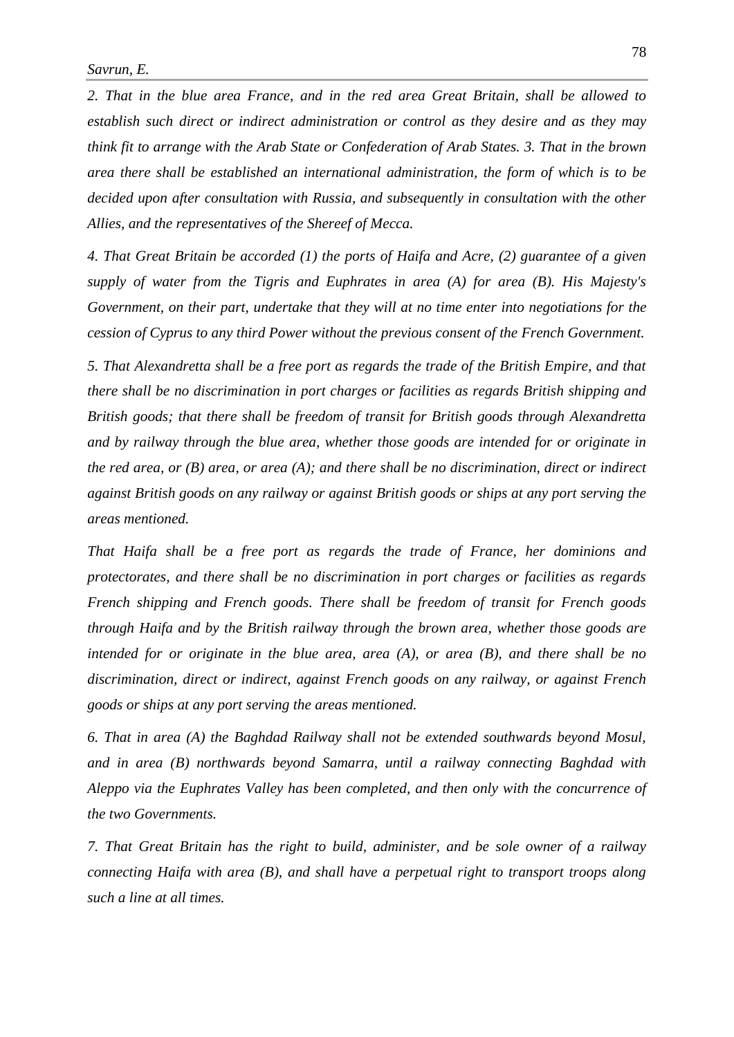*2. That in the blue area France, and in the red area Great Britain, shall be allowed to establish such direct or indirect administration or control as they desire and as they may think fit to arrange with the Arab State or Confederation of Arab States. 3. That in the brown area there shall be established an international administration, the form of which is to be decided upon after consultation with Russia, and subsequently in consultation with the other Allies, and the representatives of the Shereef of Mecca.*

*4. That Great Britain be accorded (1) the ports of Haifa and Acre, (2) guarantee of a given supply of water from the Tigris and Euphrates in area (A) for area (B). His Majesty's Government, on their part, undertake that they will at no time enter into negotiations for the cession of Cyprus to any third Power without the previous consent of the French Government.*

*5. That Alexandretta shall be a free port as regards the trade of the British Empire, and that there shall be no discrimination in port charges or facilities as regards British shipping and British goods; that there shall be freedom of transit for British goods through Alexandretta and by railway through the blue area, whether those goods are intended for or originate in the red area, or (B) area, or area (A); and there shall be no discrimination, direct or indirect against British goods on any railway or against British goods or ships at any port serving the areas mentioned.*

*That Haifa shall be a free port as regards the trade of France, her dominions and protectorates, and there shall be no discrimination in port charges or facilities as regards French shipping and French goods. There shall be freedom of transit for French goods through Haifa and by the British railway through the brown area, whether those goods are intended for or originate in the blue area, area (A), or area (B), and there shall be no discrimination, direct or indirect, against French goods on any railway, or against French goods or ships at any port serving the areas mentioned.*

*6. That in area (A) the Baghdad Railway shall not be extended southwards beyond Mosul, and in area (B) northwards beyond Samarra, until a railway connecting Baghdad with Aleppo via the Euphrates Valley has been completed, and then only with the concurrence of the two Governments.*

*7. That Great Britain has the right to build, administer, and be sole owner of a railway connecting Haifa with area (B), and shall have a perpetual right to transport troops along such a line at all times.*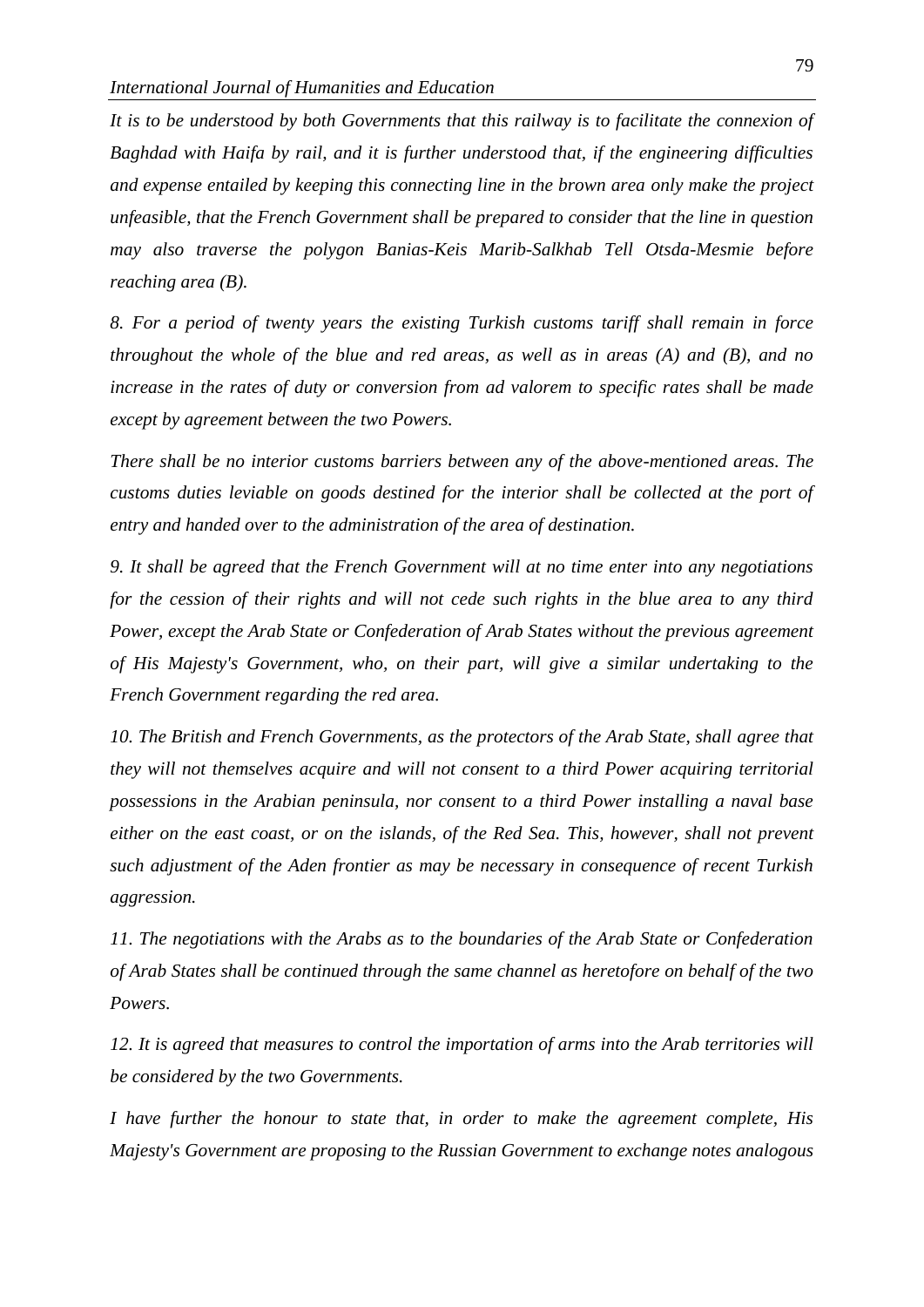*It is to be understood by both Governments that this railway is to facilitate the connexion of Baghdad with Haifa by rail, and it is further understood that, if the engineering difficulties and expense entailed by keeping this connecting line in the brown area only make the project unfeasible, that the French Government shall be prepared to consider that the line in question may also traverse the polygon Banias-Keis Marib-Salkhab Tell Otsda-Mesmie before reaching area (B).*

*8. For a period of twenty years the existing Turkish customs tariff shall remain in force throughout the whole of the blue and red areas, as well as in areas (A) and (B), and no increase in the rates of duty or conversion from ad valorem to specific rates shall be made except by agreement between the two Powers.*

*There shall be no interior customs barriers between any of the above-mentioned areas. The customs duties leviable on goods destined for the interior shall be collected at the port of entry and handed over to the administration of the area of destination.*

*9. It shall be agreed that the French Government will at no time enter into any negotiations for the cession of their rights and will not cede such rights in the blue area to any third Power, except the Arab State or Confederation of Arab States without the previous agreement of His Majesty's Government, who, on their part, will give a similar undertaking to the French Government regarding the red area.*

*10. The British and French Governments, as the protectors of the Arab State, shall agree that they will not themselves acquire and will not consent to a third Power acquiring territorial possessions in the Arabian peninsula, nor consent to a third Power installing a naval base either on the east coast, or on the islands, of the Red Sea. This, however, shall not prevent such adjustment of the Aden frontier as may be necessary in consequence of recent Turkish aggression.*

*11. The negotiations with the Arabs as to the boundaries of the Arab State or Confederation of Arab States shall be continued through the same channel as heretofore on behalf of the two Powers.*

*12. It is agreed that measures to control the importation of arms into the Arab territories will be considered by the two Governments.*

*I have further the honour to state that, in order to make the agreement complete, His Majesty's Government are proposing to the Russian Government to exchange notes analogous*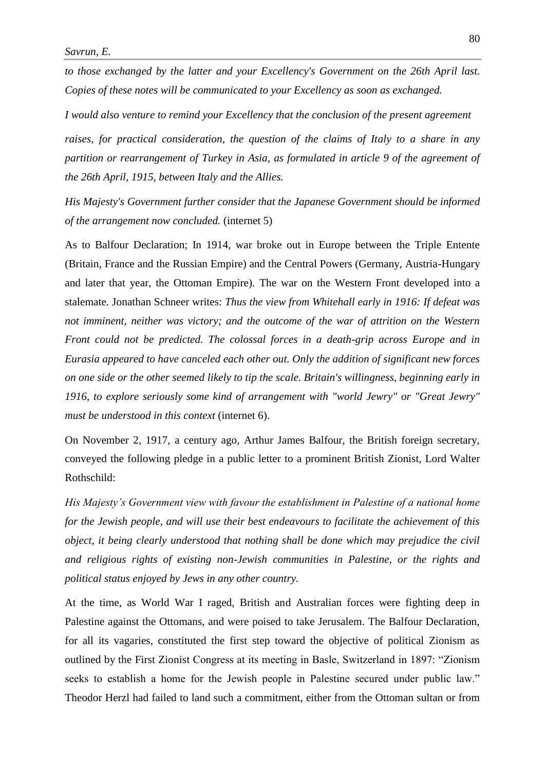*to those exchanged by the latter and your Excellency's Government on the 26th April last. Copies of these notes will be communicated to your Excellency as soon as exchanged.*

*I would also venture to remind your Excellency that the conclusion of the present agreement*

*raises, for practical consideration, the question of the claims of Italy to a share in any partition or rearrangement of Turkey in Asia, as formulated in article 9 of the agreement of the 26th April, 1915, between Italy and the Allies.*

*His Majesty's Government further consider that the Japanese Government should be informed of the arrangement now concluded.* (internet 5)

As to Balfour Declaration; In 1914, war broke out in Europe between the Triple Entente (Britain, France and the Russian Empire) and the Central Powers (Germany, Austria-Hungary and later that year, the Ottoman Empire). The war on the Western Front developed into a stalemate. Jonathan Schneer writes: *Thus the view from Whitehall early in 1916: If defeat was not imminent, neither was victory; and the outcome of the war of attrition on the Western Front could not be predicted. The colossal forces in a death-grip across Europe and in Eurasia appeared to have canceled each other out. Only the addition of significant new forces on one side or the other seemed likely to tip the scale. Britain's willingness, beginning early in 1916, to explore seriously some kind of arrangement with "world Jewry" or "Great Jewry" must be understood in this context* (internet 6).

On November 2, 1917, a century ago, Arthur James Balfour, the British foreign secretary, conveyed the following pledge in a public letter to a prominent British Zionist, Lord Walter Rothschild:

*His Majesty's Government view with favour the establishment in Palestine of a national home for the Jewish people, and will use their best endeavours to facilitate the achievement of this object, it being clearly understood that nothing shall be done which may prejudice the civil and religious rights of existing non-Jewish communities in Palestine, or the rights and political status enjoyed by Jews in any other country.*

At the time, as World War I raged, British and Australian forces were fighting deep in Palestine against the Ottomans, and were poised to take Jerusalem. The Balfour Declaration, for all its vagaries, constituted the first step toward the objective of political Zionism as outlined by the First Zionist Congress at its meeting in Basle, Switzerland in 1897: "Zionism seeks to establish a home for the Jewish people in Palestine secured under public law." Theodor Herzl had failed to land such a commitment, either from the Ottoman sultan or from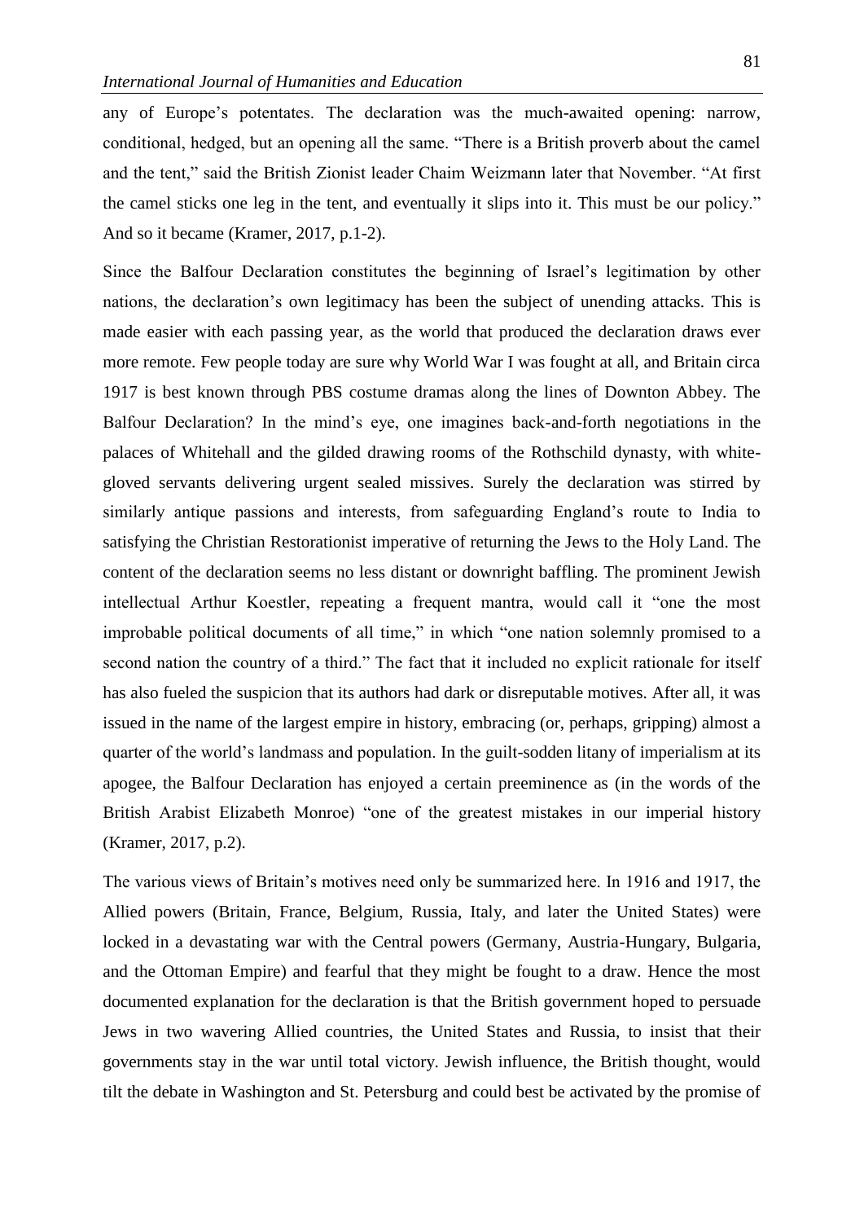any of Europe's potentates. The declaration was the much-awaited opening: narrow, conditional, hedged, but an opening all the same. "There is a British proverb about the camel and the tent," said the British Zionist leader Chaim Weizmann later that November. "At first the camel sticks one leg in the tent, and eventually it slips into it. This must be our policy." And so it became (Kramer, 2017, p.1-2).

Since the Balfour Declaration constitutes the beginning of Israel's legitimation by other nations, the declaration's own legitimacy has been the subject of unending attacks. This is made easier with each passing year, as the world that produced the declaration draws ever more remote. Few people today are sure why World War I was fought at all, and Britain circa 1917 is best known through PBS costume dramas along the lines of Downton Abbey. The Balfour Declaration? In the mind's eye, one imagines back-and-forth negotiations in the palaces of Whitehall and the gilded drawing rooms of the Rothschild dynasty, with white-gloved servants delivering urgent sealed missives. Surely the declaration was stirred by similarly antique passions and interests, from safeguarding England's route to India to satisfying the Christian Restorationist imperative of returning the Jews to the Holy Land. The content of the declaration seems no less distant or downright baffling. The prominent Jewish intellectual Arthur Koestler, repeating a frequent mantra, would call it "one the most improbable political documents of all time," in which "one nation solemnly promised to a second nation the country of a third." The fact that it included no explicit rationale for itself has also fueled the suspicion that its authors had dark or disreputable motives. After all, it was issued in the name of the largest empire in history, embracing (or, perhaps, gripping) almost a quarter of the world's landmass and population. In the guilt-sodden litany of imperialism at its apogee, the Balfour Declaration has enjoyed a certain preeminence as (in the words of the British Arabist Elizabeth Monroe) "one of the greatest mistakes in our imperial history (Kramer, 2017, p.2).

The various views of Britain's motives need only be summarized here. In 1916 and 1917, the Allied powers (Britain, France, Belgium, Russia, Italy, and later the United States) were locked in a devastating war with the Central powers (Germany, Austria-Hungary, Bulgaria, and the Ottoman Empire) and fearful that they might be fought to a draw. Hence the most documented explanation for the declaration is that the British government hoped to persuade Jews in two wavering Allied countries, the United States and Russia, to insist that their governments stay in the war until total victory. Jewish influence, the British thought, would tilt the debate in Washington and St. Petersburg and could best be activated by the promise of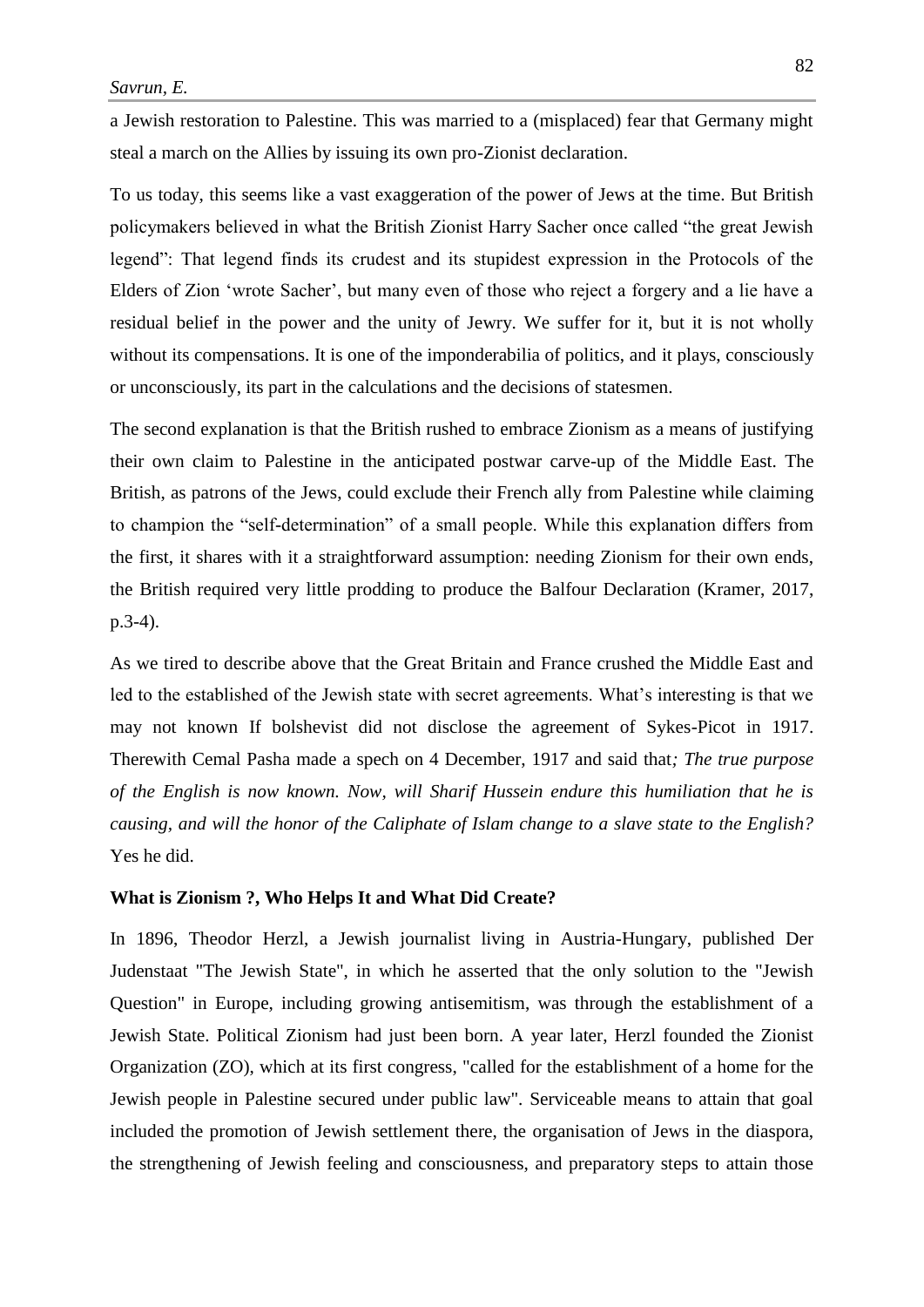a Jewish restoration to Palestine. This was married to a (misplaced) fear that Germany might steal a march on the Allies by issuing its own pro-Zionist declaration.

To us today, this seems like a vast exaggeration of the power of Jews at the time. But British policymakers believed in what the British Zionist Harry Sacher once called "the great Jewish legend": That legend finds its crudest and its stupidest expression in the Protocols of the Elders of Zion 'wrote Sacher', but many even of those who reject a forgery and a lie have a residual belief in the power and the unity of Jewry. We suffer for it, but it is not wholly without its compensations. It is one of the imponderabilia of politics, and it plays, consciously or unconsciously, its part in the calculations and the decisions of statesmen.

The second explanation is that the British rushed to embrace Zionism as a means of justifying their own claim to Palestine in the anticipated postwar carve-up of the Middle East. The British, as patrons of the Jews, could exclude their French ally from Palestine while claiming to champion the "self-determination" of a small people. While this explanation differs from the first, it shares with it a straightforward assumption: needing Zionism for their own ends, the British required very little prodding to produce the Balfour Declaration (Kramer, 2017, p.3-4).

As we tired to describe above that the Great Britain and France crushed the Middle East and led to the established of the Jewish state with secret agreements. What's interesting is that we may not known If bolshevist did not disclose the agreement of Sykes-Picot in 1917. Therewith Cemal Pasha made a spech on 4 December, 1917 and said that*; The true purpose of the English is now known. Now, will Sharif Hussein endure this humiliation that he is causing, and will the honor of the Caliphate of Islam change to a slave state to the English?* Yes he did.

**What is Zionism ?, Who Helps It and What Did Create?**

In 1896, Theodor Herzl, a Jewish journalist living in Austria-Hungary, published Der Judenstaat "The Jewish State", in which he asserted that the only solution to the "Jewish Question" in Europe, including growing antisemitism, was through the establishment of a Jewish State. Political Zionism had just been born. A year later, Herzl founded the Zionist Organization (ZO), which at its first congress, "called for the establishment of a home for the Jewish people in Palestine secured under public law". Serviceable means to attain that goal included the promotion of Jewish settlement there, the organisation of Jews in the diaspora, the strengthening of Jewish feeling and consciousness, and preparatory steps to attain those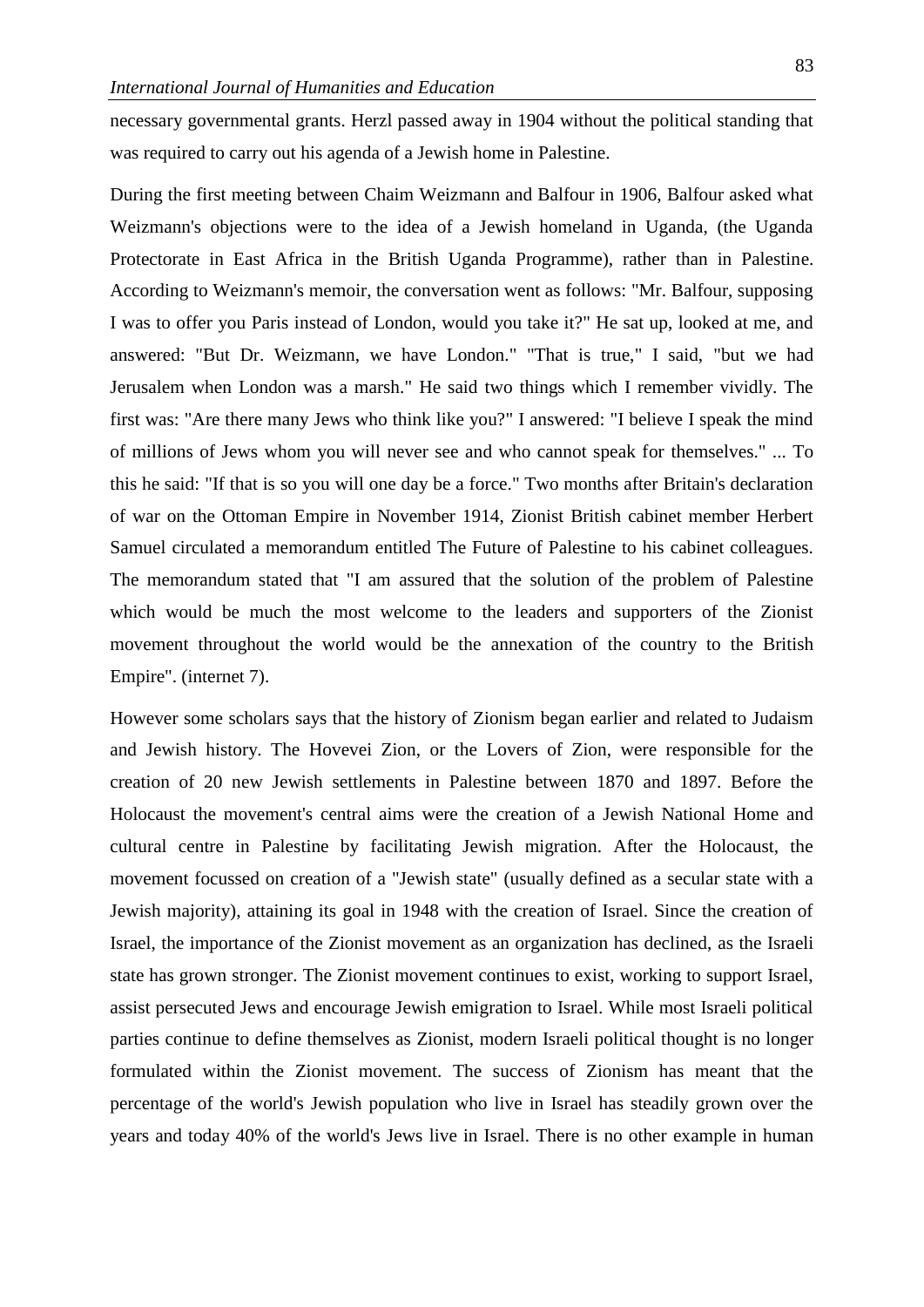necessary governmental grants. Herzl passed away in 1904 without the political standing that was required to carry out his agenda of a Jewish home in Palestine.

During the first meeting between Chaim Weizmann and Balfour in 1906, Balfour asked what Weizmann's objections were to the idea of a Jewish homeland in Uganda, (the Uganda Protectorate in East Africa in the British Uganda Programme), rather than in Palestine. According to Weizmann's memoir, the conversation went as follows: "Mr. Balfour, supposing I was to offer you Paris instead of London, would you take it?" He sat up, looked at me, and answered: "But Dr. Weizmann, we have London." "That is true," I said, "but we had Jerusalem when London was a marsh." He said two things which I remember vividly. The first was: "Are there many Jews who think like you?" I answered: "I believe I speak the mind of millions of Jews whom you will never see and who cannot speak for themselves." ... To this he said: "If that is so you will one day be a force." Two months after Britain's declaration of war on the Ottoman Empire in November 1914, Zionist British cabinet member Herbert Samuel circulated a memorandum entitled The Future of Palestine to his cabinet colleagues. The memorandum stated that "I am assured that the solution of the problem of Palestine which would be much the most welcome to the leaders and supporters of the Zionist movement throughout the world would be the annexation of the country to the British Empire". (internet 7).

However some scholars says that the history of Zionism began earlier and related to Judaism and Jewish history. The Hovevei Zion, or the Lovers of Zion, were responsible for the creation of 20 new Jewish settlements in Palestine between 1870 and 1897. Before the Holocaust the movement's central aims were the creation of a Jewish National Home and cultural centre in Palestine by facilitating Jewish migration. After the Holocaust, the movement focussed on creation of a "Jewish state" (usually defined as a secular state with a Jewish majority), attaining its goal in 1948 with the creation of Israel. Since the creation of Israel, the importance of the Zionist movement as an organization has declined, as the Israeli state has grown stronger. The Zionist movement continues to exist, working to support Israel, assist persecuted Jews and encourage Jewish emigration to Israel. While most Israeli political parties continue to define themselves as Zionist, modern Israeli political thought is no longer formulated within the Zionist movement. The success of Zionism has meant that the percentage of the world's Jewish population who live in Israel has steadily grown over the years and today 40% of the world's Jews live in Israel. There is no other example in human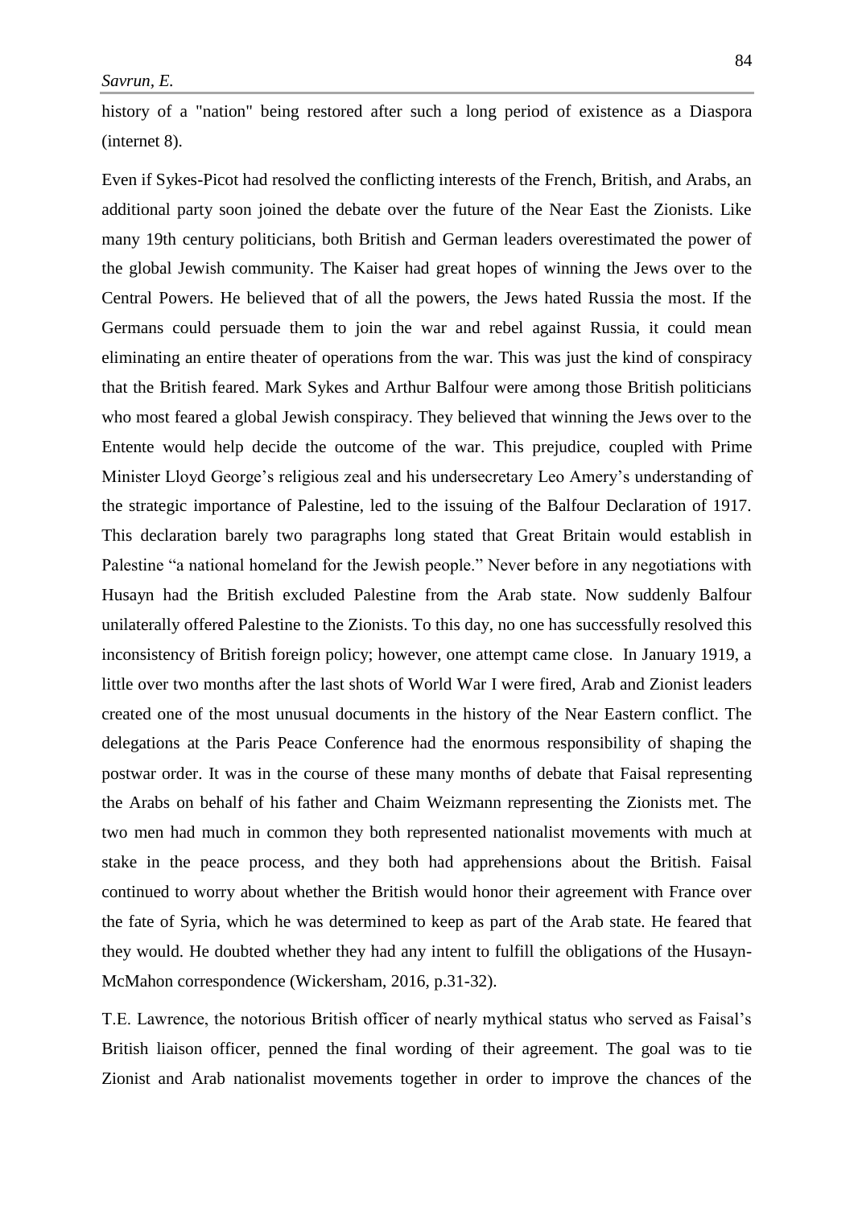history of a "nation" being restored after such a long period of existence as a Diaspora (internet 8).

Even if Sykes-Picot had resolved the conflicting interests of the French, British, and Arabs, an additional party soon joined the debate over the future of the Near East the Zionists. Like many 19th century politicians, both British and German leaders overestimated the power of the global Jewish community. The Kaiser had great hopes of winning the Jews over to the Central Powers. He believed that of all the powers, the Jews hated Russia the most. If the Germans could persuade them to join the war and rebel against Russia, it could mean eliminating an entire theater of operations from the war. This was just the kind of conspiracy that the British feared. Mark Sykes and Arthur Balfour were among those British politicians who most feared a global Jewish conspiracy. They believed that winning the Jews over to the Entente would help decide the outcome of the war. This prejudice, coupled with Prime Minister Lloyd George's religious zeal and his undersecretary Leo Amery's understanding of the strategic importance of Palestine, led to the issuing of the Balfour Declaration of 1917. This declaration barely two paragraphs long stated that Great Britain would establish in Palestine "a national homeland for the Jewish people." Never before in any negotiations with Husayn had the British excluded Palestine from the Arab state. Now suddenly Balfour unilaterally offered Palestine to the Zionists. To this day, no one has successfully resolved this inconsistency of British foreign policy; however, one attempt came close. In January 1919, a little over two months after the last shots of World War I were fired, Arab and Zionist leaders created one of the most unusual documents in the history of the Near Eastern conflict. The delegations at the Paris Peace Conference had the enormous responsibility of shaping the postwar order. It was in the course of these many months of debate that Faisal representing the Arabs on behalf of his father and Chaim Weizmann representing the Zionists met. The two men had much in common they both represented nationalist movements with much at stake in the peace process, and they both had apprehensions about the British. Faisal continued to worry about whether the British would honor their agreement with France over the fate of Syria, which he was determined to keep as part of the Arab state. He feared that they would. He doubted whether they had any intent to fulfill the obligations of the Husayn-McMahon correspondence (Wickersham, 2016, p.31-32).

T.E. Lawrence, the notorious British officer of nearly mythical status who served as Faisal's British liaison officer, penned the final wording of their agreement. The goal was to tie Zionist and Arab nationalist movements together in order to improve the chances of the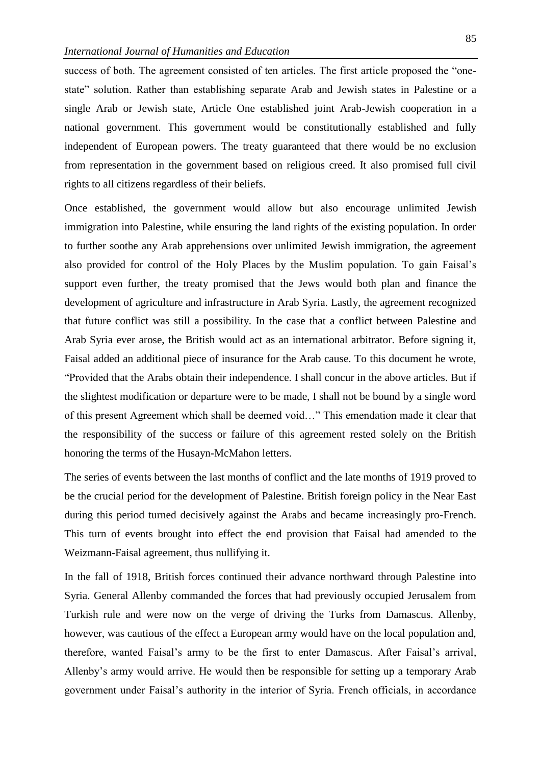success of both. The agreement consisted of ten articles. The first article proposed the "one-state" solution. Rather than establishing separate Arab and Jewish states in Palestine or a single Arab or Jewish state, Article One established joint Arab-Jewish cooperation in a national government. This government would be constitutionally established and fully independent of European powers. The treaty guaranteed that there would be no exclusion from representation in the government based on religious creed. It also promised full civil rights to all citizens regardless of their beliefs.

Once established, the government would allow but also encourage unlimited Jewish immigration into Palestine, while ensuring the land rights of the existing population. In order to further soothe any Arab apprehensions over unlimited Jewish immigration, the agreement also provided for control of the Holy Places by the Muslim population. To gain Faisal's support even further, the treaty promised that the Jews would both plan and finance the development of agriculture and infrastructure in Arab Syria. Lastly, the agreement recognized that future conflict was still a possibility. In the case that a conflict between Palestine and Arab Syria ever arose, the British would act as an international arbitrator. Before signing it, Faisal added an additional piece of insurance for the Arab cause. To this document he wrote, "Provided that the Arabs obtain their independence. I shall concur in the above articles. But if the slightest modification or departure were to be made, I shall not be bound by a single word of this present Agreement which shall be deemed void…" This emendation made it clear that the responsibility of the success or failure of this agreement rested solely on the British honoring the terms of the Husayn-McMahon letters.

The series of events between the last months of conflict and the late months of 1919 proved to be the crucial period for the development of Palestine. British foreign policy in the Near East during this period turned decisively against the Arabs and became increasingly pro-French. This turn of events brought into effect the end provision that Faisal had amended to the Weizmann-Faisal agreement, thus nullifying it.

In the fall of 1918, British forces continued their advance northward through Palestine into Syria. General Allenby commanded the forces that had previously occupied Jerusalem from Turkish rule and were now on the verge of driving the Turks from Damascus. Allenby, however, was cautious of the effect a European army would have on the local population and, therefore, wanted Faisal's army to be the first to enter Damascus. After Faisal's arrival, Allenby's army would arrive. He would then be responsible for setting up a temporary Arab government under Faisal's authority in the interior of Syria. French officials, in accordance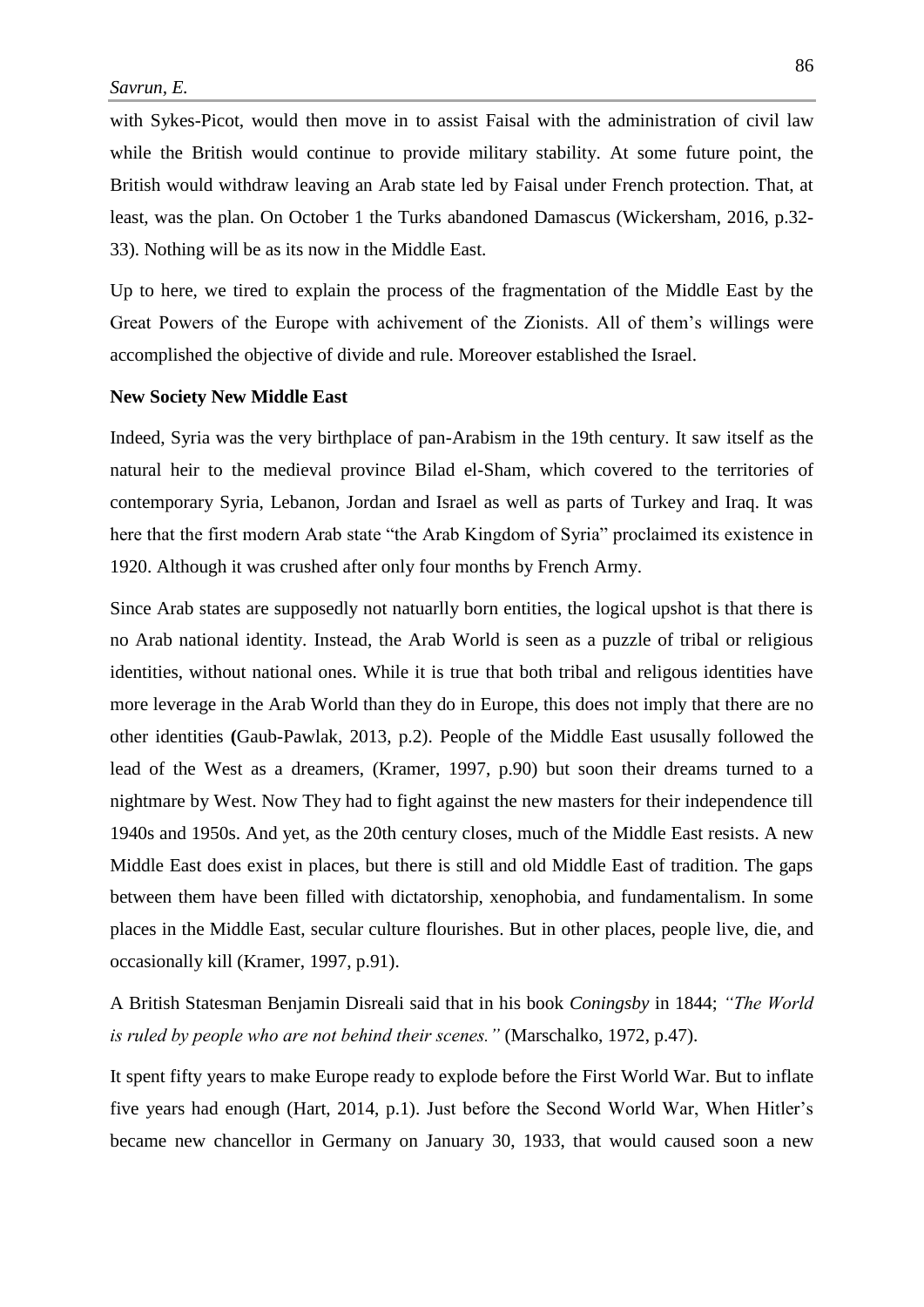with Sykes-Picot, would then move in to assist Faisal with the administration of civil law while the British would continue to provide military stability. At some future point, the British would withdraw leaving an Arab state led by Faisal under French protection. That, at least, was the plan. On October 1 the Turks abandoned Damascus (Wickersham, 2016, p.32-33). Nothing will be as its now in the Middle East.

Up to here, we tired to explain the process of the fragmentation of the Middle East by the Great Powers of the Europe with achivement of the Zionists. All of them's willings were accomplished the objective of divide and rule. Moreover established the Israel.

**New Society New Middle East**

Indeed, Syria was the very birthplace of pan-Arabism in the 19th century. It saw itself as the natural heir to the medieval province Bilad el-Sham, which covered to the territories of contemporary Syria, Lebanon, Jordan and Israel as well as parts of Turkey and Iraq. It was here that the first modern Arab state "the Arab Kingdom of Syria" proclaimed its existence in 1920. Although it was crushed after only four months by French Army.

Since Arab states are supposedly not natuarlly born entities, the logical upshot is that there is no Arab national identity. Instead, the Arab World is seen as a puzzle of tribal or religious identities, without national ones. While it is true that both tribal and religous identities have more leverage in the Arab World than they do in Europe, this does not imply that there are no other identities **(**Gaub-Pawlak, 2013, p.2). People of the Middle East ususally followed the lead of the West as a dreamers, (Kramer, 1997, p.90) but soon their dreams turned to a nightmare by West. Now They had to fight against the new masters for their independence till 1940s and 1950s. And yet, as the 20th century closes, much of the Middle East resists. A new Middle East does exist in places, but there is still and old Middle East of tradition. The gaps between them have been filled with dictatorship, xenophobia, and fundamentalism. In some places in the Middle East, secular culture flourishes. But in other places, people live, die, and occasionally kill (Kramer, 1997, p.91).

A British Statesman Benjamin Disreali said that in his book *Coningsby* in 1844; *"The World is ruled by people who are not behind their scenes."* (Marschalko, 1972, p.47).

It spent fifty years to make Europe ready to explode before the First World War. But to inflate five years had enough (Hart, 2014, p.1). Just before the Second World War, When Hitler's became new chancellor in Germany on January 30, 1933, that would caused soon a new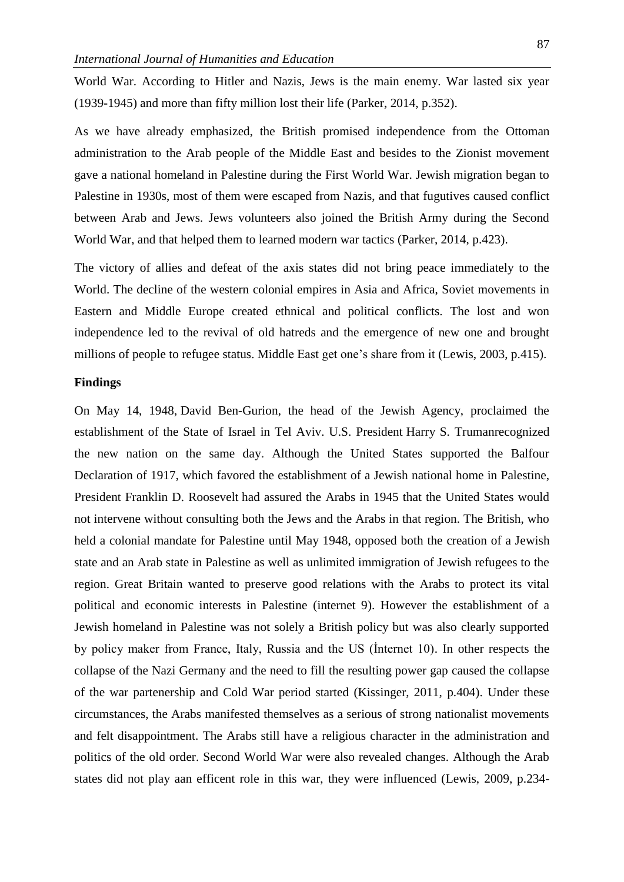World War. According to Hitler and Nazis, Jews is the main enemy. War lasted six year (1939-1945) and more than fifty million lost their life (Parker, 2014, p.352).

As we have already emphasized, the British promised independence from the Ottoman administration to the Arab people of the Middle East and besides to the Zionist movement gave a national homeland in Palestine during the First World War. Jewish migration began to Palestine in 1930s, most of them were escaped from Nazis, and that fugutives caused conflict between Arab and Jews. Jews volunteers also joined the British Army during the Second World War, and that helped them to learned modern war tactics (Parker, 2014, p.423).

The victory of allies and defeat of the axis states did not bring peace immediately to the World. The decline of the western colonial empires in Asia and Africa, Soviet movements in Eastern and Middle Europe created ethnical and political conflicts. The lost and won independence led to the revival of old hatreds and the emergence of new one and brought millions of people to refugee status. Middle East get one's share from it (Lewis, 2003, p.415).

**Findings**

On May 14, 1948, David Ben-Gurion, the head of the Jewish Agency, proclaimed the establishment of the State of Israel in Tel Aviv. U.S. President Harry S. Trumanrecognized the new nation on the same day. Although the United States supported the Balfour Declaration of 1917, which favored the establishment of a Jewish national home in Palestine, President Franklin D. Roosevelt had assured the Arabs in 1945 that the United States would not intervene without consulting both the Jews and the Arabs in that region. The British, who held a colonial mandate for Palestine until May 1948, opposed both the creation of a Jewish state and an Arab state in Palestine as well as unlimited immigration of Jewish refugees to the region. Great Britain wanted to preserve good relations with the Arabs to protect its vital political and economic interests in Palestine (internet 9). However the establishment of a Jewish homeland in Palestine was not solely a British policy but was also clearly supported by policy maker from France, Italy, Russia and the US (İnternet 10). In other respects the collapse of the Nazi Germany and the need to fill the resulting power gap caused the collapse of the war partenership and Cold War period started (Kissinger, 2011, p.404). Under these circumstances, the Arabs manifested themselves as a serious of strong nationalist movements and felt disappointment. The Arabs still have a religious character in the administration and politics of the old order. Second World War were also revealed changes. Although the Arab states did not play aan efficent role in this war, they were influenced (Lewis, 2009, p.234-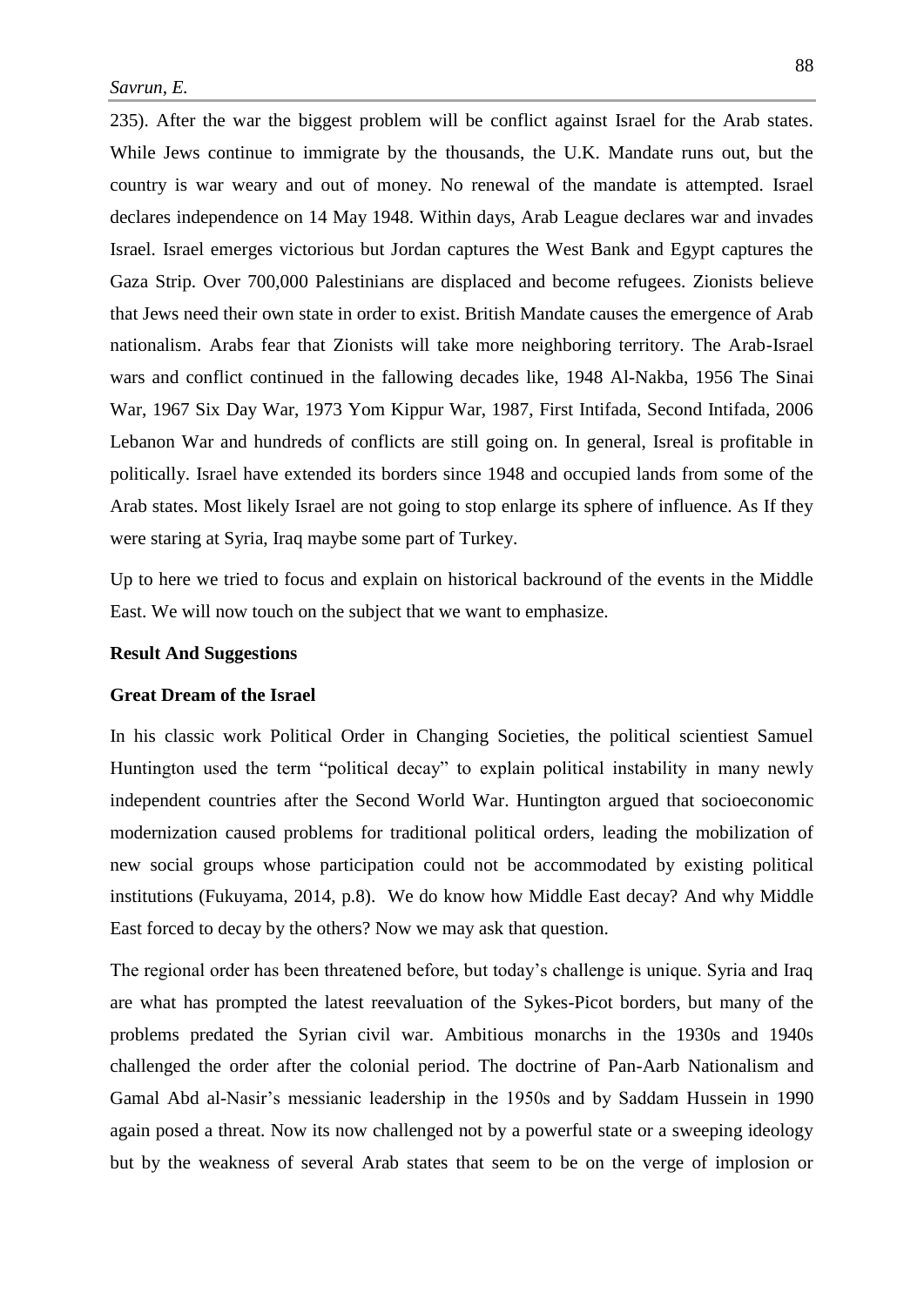235). After the war the biggest problem will be conflict against Israel for the Arab states. While Jews continue to immigrate by the thousands, the U.K. Mandate runs out, but the country is war weary and out of money. No renewal of the mandate is attempted. Israel declares independence on 14 May 1948. Within days, Arab League declares war and invades Israel. Israel emerges victorious but Jordan captures the West Bank and Egypt captures the Gaza Strip. Over 700,000 Palestinians are displaced and become refugees. Zionists believe that Jews need their own state in order to exist. British Mandate causes the emergence of Arab nationalism. Arabs fear that Zionists will take more neighboring territory. The Arab-Israel wars and conflict continued in the fallowing decades like, 1948 Al-Nakba, 1956 The Sinai War, 1967 Six Day War, 1973 Yom Kippur War, 1987, First Intifada, Second Intifada, 2006 Lebanon War and hundreds of conflicts are still going on. In general, Isreal is profitable in politically. Israel have extended its borders since 1948 and occupied lands from some of the Arab states. Most likely Israel are not going to stop enlarge its sphere of influence. As If they were staring at Syria, Iraq maybe some part of Turkey.

Up to here we tried to focus and explain on historical backround of the events in the Middle East. We will now touch on the subject that we want to emphasize.

**Result And Suggestions**

**Great Dream of the Israel**

In his classic work Political Order in Changing Societies, the political scientiest Samuel Huntington used the term "political decay" to explain political instability in many newly independent countries after the Second World War. Huntington argued that socioeconomic modernization caused problems for traditional political orders, leading the mobilization of new social groups whose participation could not be accommodated by existing political institutions (Fukuyama, 2014, p.8). We do know how Middle East decay? And why Middle East forced to decay by the others? Now we may ask that question.

The regional order has been threatened before, but today's challenge is unique. Syria and Iraq are what has prompted the latest reevaluation of the Sykes-Picot borders, but many of the problems predated the Syrian civil war. Ambitious monarchs in the 1930s and 1940s challenged the order after the colonial period. The doctrine of Pan-Aarb Nationalism and Gamal Abd al-Nasir's messianic leadership in the 1950s and by Saddam Hussein in 1990 again posed a threat. Now its now challenged not by a powerful state or a sweeping ideology but by the weakness of several Arab states that seem to be on the verge of implosion or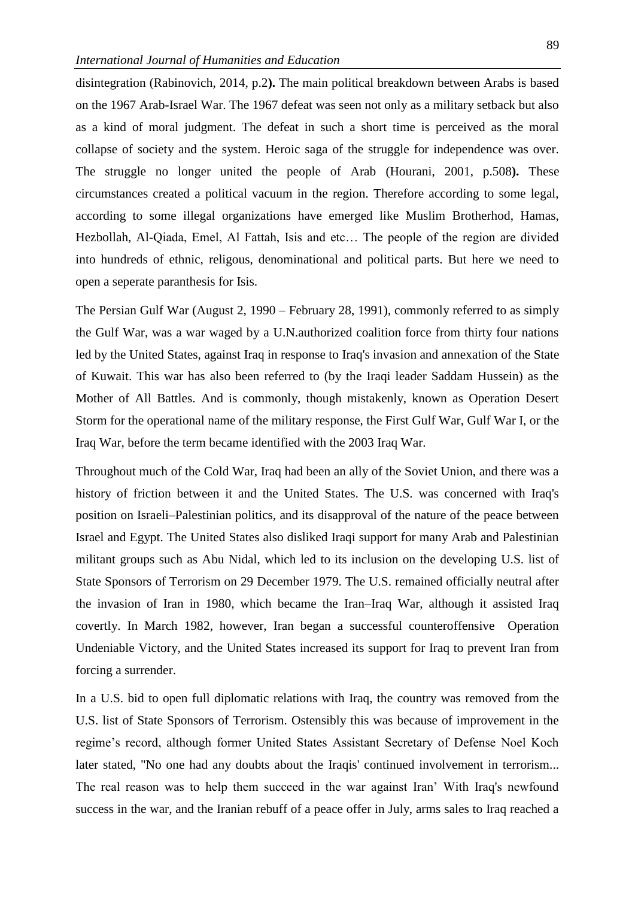disintegration (Rabinovich, 2014, p.2**).** The main political breakdown between Arabs is based on the 1967 Arab-Israel War. The 1967 defeat was seen not only as a military setback but also as a kind of moral judgment. The defeat in such a short time is perceived as the moral collapse of society and the system. Heroic saga of the struggle for independence was over. The struggle no longer united the people of Arab (Hourani, 2001, p.508**).** These circumstances created a political vacuum in the region. Therefore according to some legal, according to some illegal organizations have emerged like Muslim Brotherhod, Hamas, Hezbollah, Al-Qiada, Emel, Al Fattah, Isis and etc… The people of the region are divided into hundreds of ethnic, religous, denominational and political parts. But here we need to open a seperate paranthesis for Isis.

The Persian Gulf War (August 2, 1990 – February 28, 1991), commonly referred to as simply the Gulf War, was a war waged by a U.N.authorized coalition force from thirty four nations led by the United States, against Iraq in response to Iraq's invasion and annexation of the State of Kuwait. This war has also been referred to (by the Iraqi leader Saddam Hussein) as the Mother of All Battles. And is commonly, though mistakenly, known as Operation Desert Storm for the operational name of the military response, the First Gulf War, Gulf War I, or the Iraq War, before the term became identified with the 2003 Iraq War.

Throughout much of the Cold War, Iraq had been an ally of the Soviet Union, and there was a history of friction between it and the United States. The U.S. was concerned with Iraq's position on Israeli–Palestinian politics, and its disapproval of the nature of the peace between Israel and Egypt. The United States also disliked Iraqi support for many Arab and Palestinian militant groups such as Abu Nidal, which led to its inclusion on the developing U.S. list of State Sponsors of Terrorism on 29 December 1979. The U.S. remained officially neutral after the invasion of Iran in 1980, which became the Iran–Iraq War, although it assisted Iraq covertly. In March 1982, however, Iran began a successful counteroffensive Operation Undeniable Victory, and the United States increased its support for Iraq to prevent Iran from forcing a surrender.

In a U.S. bid to open full diplomatic relations with Iraq, the country was removed from the U.S. list of State Sponsors of Terrorism. Ostensibly this was because of improvement in the regime's record, although former United States Assistant Secretary of Defense Noel Koch later stated, "No one had any doubts about the Iraqis' continued involvement in terrorism... The real reason was to help them succeed in the war against Iran' With Iraq's newfound success in the war, and the Iranian rebuff of a peace offer in July, arms sales to Iraq reached a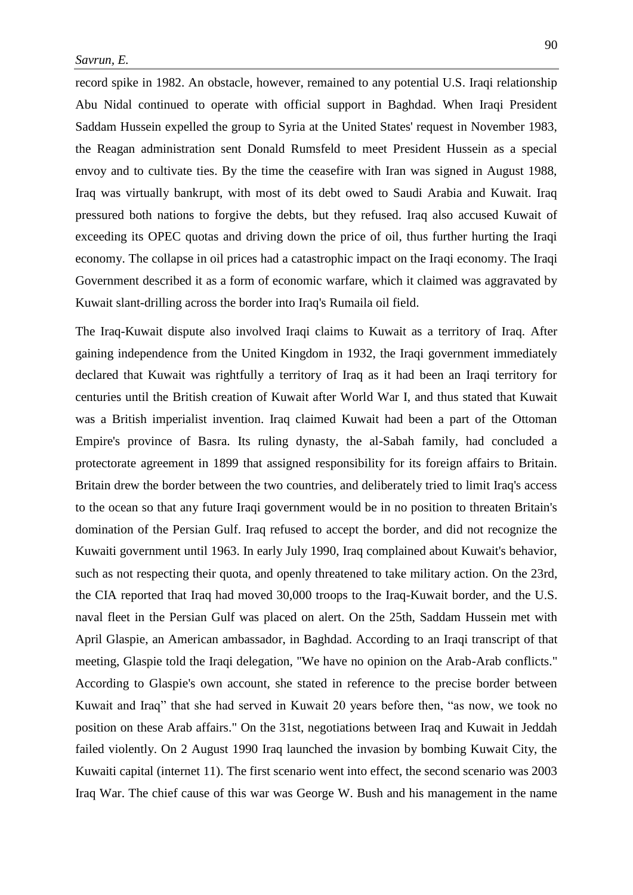record spike in 1982. An obstacle, however, remained to any potential U.S. Iraqi relationship Abu Nidal continued to operate with official support in Baghdad. When Iraqi President Saddam Hussein expelled the group to Syria at the United States' request in November 1983, the Reagan administration sent Donald Rumsfeld to meet President Hussein as a special envoy and to cultivate ties. By the time the ceasefire with Iran was signed in August 1988, Iraq was virtually bankrupt, with most of its debt owed to Saudi Arabia and Kuwait. Iraq pressured both nations to forgive the debts, but they refused. Iraq also accused Kuwait of exceeding its OPEC quotas and driving down the price of oil, thus further hurting the Iraqi economy. The collapse in oil prices had a catastrophic impact on the Iraqi economy. The Iraqi Government described it as a form of economic warfare, which it claimed was aggravated by Kuwait slant-drilling across the border into Iraq's Rumaila oil field.

The Iraq-Kuwait dispute also involved Iraqi claims to Kuwait as a territory of Iraq. After gaining independence from the United Kingdom in 1932, the Iraqi government immediately declared that Kuwait was rightfully a territory of Iraq as it had been an Iraqi territory for centuries until the British creation of Kuwait after World War I, and thus stated that Kuwait was a British imperialist invention. Iraq claimed Kuwait had been a part of the Ottoman Empire's province of Basra. Its ruling dynasty, the al-Sabah family, had concluded a protectorate agreement in 1899 that assigned responsibility for its foreign affairs to Britain. Britain drew the border between the two countries, and deliberately tried to limit Iraq's access to the ocean so that any future Iraqi government would be in no position to threaten Britain's domination of the Persian Gulf. Iraq refused to accept the border, and did not recognize the Kuwaiti government until 1963. In early July 1990, Iraq complained about Kuwait's behavior, such as not respecting their quota, and openly threatened to take military action. On the 23rd, the CIA reported that Iraq had moved 30,000 troops to the Iraq-Kuwait border, and the U.S. naval fleet in the Persian Gulf was placed on alert. On the 25th, Saddam Hussein met with April Glaspie, an American ambassador, in Baghdad. According to an Iraqi transcript of that meeting, Glaspie told the Iraqi delegation, "We have no opinion on the Arab-Arab conflicts." According to Glaspie's own account, she stated in reference to the precise border between Kuwait and Iraq" that she had served in Kuwait 20 years before then, "as now, we took no position on these Arab affairs." On the 31st, negotiations between Iraq and Kuwait in Jeddah failed violently. On 2 August 1990 Iraq launched the invasion by bombing Kuwait City, the Kuwaiti capital (internet 11). The first scenario went into effect, the second scenario was 2003 Iraq War. The chief cause of this war was George W. Bush and his management in the name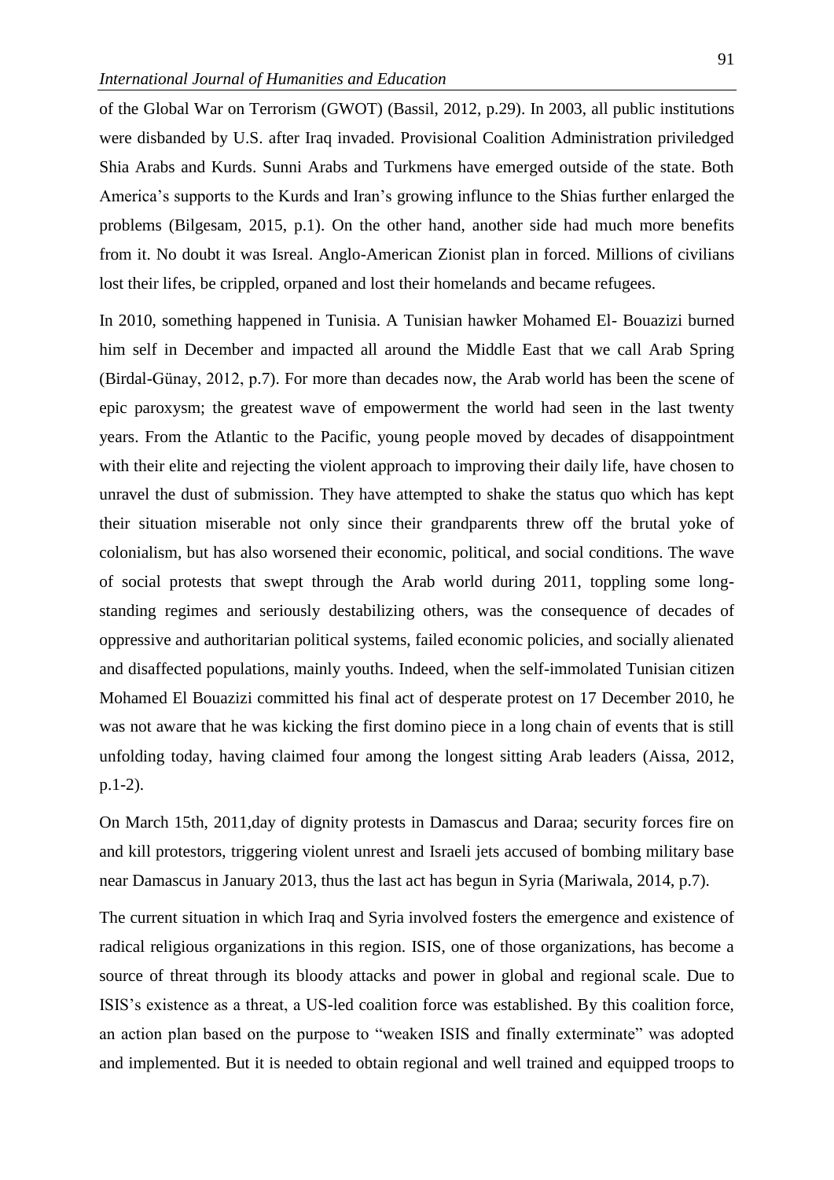of the Global War on Terrorism (GWOT) (Bassil, 2012, p.29). In 2003, all public institutions were disbanded by U.S. after Iraq invaded. Provisional Coalition Administration priviledged Shia Arabs and Kurds. Sunni Arabs and Turkmens have emerged outside of the state. Both America's supports to the Kurds and Iran's growing influnce to the Shias further enlarged the problems (Bilgesam, 2015, p.1). On the other hand, another side had much more benefits from it. No doubt it was Isreal. Anglo-American Zionist plan in forced. Millions of civilians lost their lifes, be crippled, orpaned and lost their homelands and became refugees.

In 2010, something happened in Tunisia. A Tunisian hawker Mohamed El- Bouazizi burned him self in December and impacted all around the Middle East that we call Arab Spring (Birdal-Günay, 2012, p.7). For more than decades now, the Arab world has been the scene of epic paroxysm; the greatest wave of empowerment the world had seen in the last twenty years. From the Atlantic to the Pacific, young people moved by decades of disappointment with their elite and rejecting the violent approach to improving their daily life, have chosen to unravel the dust of submission. They have attempted to shake the status quo which has kept their situation miserable not only since their grandparents threw off the brutal yoke of colonialism, but has also worsened their economic, political, and social conditions. The wave of social protests that swept through the Arab world during 2011, toppling some long-standing regimes and seriously destabilizing others, was the consequence of decades of oppressive and authoritarian political systems, failed economic policies, and socially alienated and disaffected populations, mainly youths. Indeed, when the self-immolated Tunisian citizen Mohamed El Bouazizi committed his final act of desperate protest on 17 December 2010, he was not aware that he was kicking the first domino piece in a long chain of events that is still unfolding today, having claimed four among the longest sitting Arab leaders (Aissa, 2012, p.1-2).

On March 15th, 2011,day of dignity protests in Damascus and Daraa; security forces fire on and kill protestors, triggering violent unrest and Israeli jets accused of bombing military base near Damascus in January 2013, thus the last act has begun in Syria (Mariwala, 2014, p.7).

The current situation in which Iraq and Syria involved fosters the emergence and existence of radical religious organizations in this region. ISIS, one of those organizations, has become a source of threat through its bloody attacks and power in global and regional scale. Due to ISIS's existence as a threat, a US-led coalition force was established. By this coalition force, an action plan based on the purpose to "weaken ISIS and finally exterminate" was adopted and implemented. But it is needed to obtain regional and well trained and equipped troops to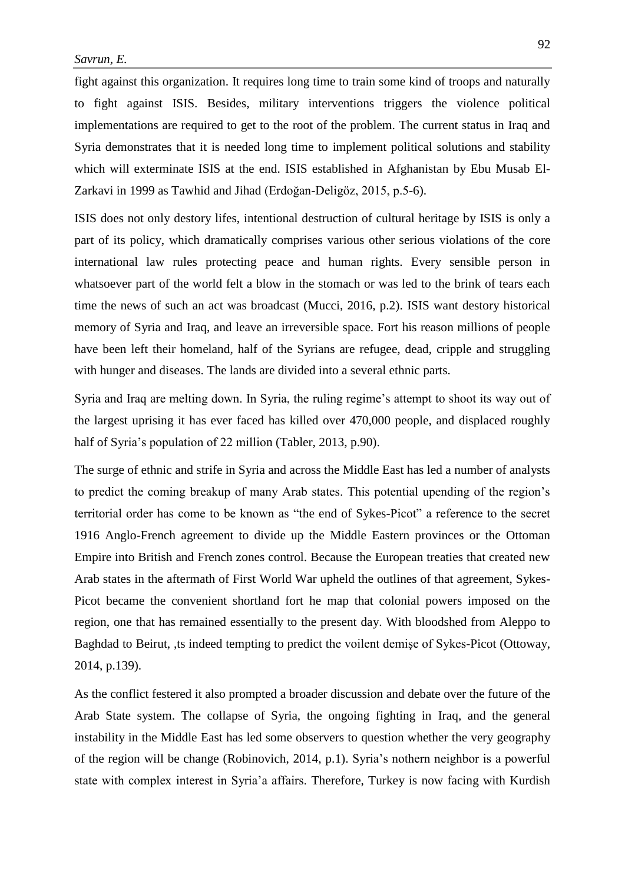fight against this organization. It requires long time to train some kind of troops and naturally to fight against ISIS. Besides, military interventions triggers the violence political implementations are required to get to the root of the problem. The current status in Iraq and Syria demonstrates that it is needed long time to implement political solutions and stability which will exterminate ISIS at the end. ISIS established in Afghanistan by Ebu Musab El-Zarkavi in 1999 as Tawhid and Jihad (Erdoğan-Deligöz, 2015, p.5-6).

ISIS does not only destory lifes, intentional destruction of cultural heritage by ISIS is only a part of its policy, which dramatically comprises various other serious violations of the core international law rules protecting peace and human rights. Every sensible person in whatsoever part of the world felt a blow in the stomach or was led to the brink of tears each time the news of such an act was broadcast (Mucci, 2016, p.2). ISIS want destory historical memory of Syria and Iraq, and leave an irreversible space. Fort his reason millions of people have been left their homeland, half of the Syrians are refugee, dead, cripple and struggling with hunger and diseases. The lands are divided into a several ethnic parts.

Syria and Iraq are melting down. In Syria, the ruling regime's attempt to shoot its way out of the largest uprising it has ever faced has killed over 470,000 people, and displaced roughly half of Syria's population of 22 million (Tabler, 2013, p.90).

The surge of ethnic and strife in Syria and across the Middle East has led a number of analysts to predict the coming breakup of many Arab states. This potential upending of the region's territorial order has come to be known as "the end of Sykes-Picot" a reference to the secret 1916 Anglo-French agreement to divide up the Middle Eastern provinces or the Ottoman Empire into British and French zones control. Because the European treaties that created new Arab states in the aftermath of First World War upheld the outlines of that agreement, Sykes-Picot became the convenient shortland fort he map that colonial powers imposed on the region, one that has remained essentially to the present day. With bloodshed from Aleppo to Baghdad to Beirut, ,ts indeed tempting to predict the voilent demişe of Sykes-Picot (Ottoway, 2014, p.139).

As the conflict festered it also prompted a broader discussion and debate over the future of the Arab State system. The collapse of Syria, the ongoing fighting in Iraq, and the general instability in the Middle East has led some observers to question whether the very geography of the region will be change (Robinovich, 2014, p.1). Syria's nothern neighbor is a powerful state with complex interest in Syria'a affairs. Therefore, Turkey is now facing with Kurdish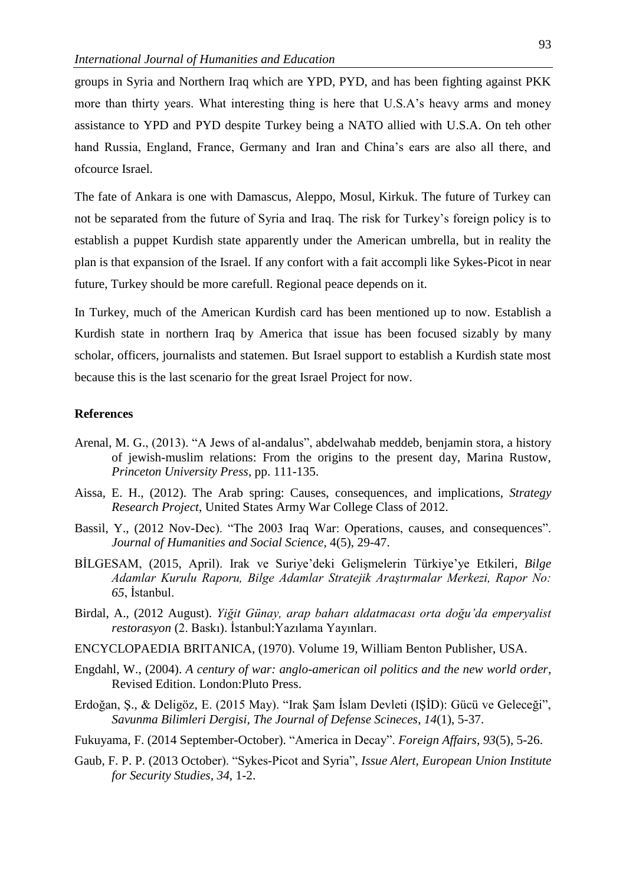groups in Syria and Northern Iraq which are YPD, PYD, and has been fighting against PKK more than thirty years. What interesting thing is here that U.S.A's heavy arms and money assistance to YPD and PYD despite Turkey being a NATO allied with U.S.A. On teh other hand Russia, England, France, Germany and Iran and China's ears are also all there, and ofcource Israel.

The fate of Ankara is one with Damascus, Aleppo, Mosul, Kirkuk. The future of Turkey can not be separated from the future of Syria and Iraq. The risk for Turkey's foreign policy is to establish a puppet Kurdish state apparently under the American umbrella, but in reality the plan is that expansion of the Israel. If any confort with a fait accompli like Sykes-Picot in near future, Turkey should be more carefull. Regional peace depends on it.

In Turkey, much of the American Kurdish card has been mentioned up to now. Establish a Kurdish state in northern Iraq by America that issue has been focused sizably by many scholar, officers, journalists and statemen. But Israel support to establish a Kurdish state most because this is the last scenario for the great Israel Project for now.

**References**

Arenal, M. G., (2013). "A Jews of al-andalus", abdelwahab meddeb, benjamin stora, a history of jewish-muslim relations: From the origins to the present day, Marina Rustow, *Princeton University Press*, pp. 111-135.

Aissa, E. H., (2012). The Arab spring: Causes, consequences, and implications, *Strategy Research Project*, United States Army War College Class of 2012.

Bassil, Y., (2012 Nov-Dec). "The 2003 Iraq War: Operations, causes, and consequences". *Journal of Humanities and Social Science*, 4(5), 29-47.

BİLGESAM, (2015, April). Irak ve Suriye'deki Gelişmelerin Türkiye'ye Etkileri, *Bilge Adamlar Kurulu Raporu, Bilge Adamlar Stratejik Araştırmalar Merkezi, Rapor No: 65*, İstanbul.

Birdal, A., (2012 August). *Yiğit Günay, arap baharı aldatmacası orta doğu'da emperyalist restorasyon* (2. Baskı). İstanbul:Yazılama Yayınları.

ENCYCLOPAEDIA BRITANICA, (1970). Volume 19, William Benton Publisher, USA.

Engdahl, W., (2004). *A century of war: anglo-american oil politics and the new world order*, Revised Edition. London:Pluto Press.

Erdoğan, Ş., & Deligöz, E. (2015 May). "Irak Şam İslam Devleti (IŞİD): Gücü ve Geleceği", *Savunma Bilimleri Dergisi, The Journal of Defense Scineces*, *14*(1), 5-37.

Fukuyama, F. (2014 September-October). "America in Decay". *Foreign Affairs*, *93*(5), 5-26.

Gaub, F. P. P. (2013 October). "Sykes-Picot and Syria", *Issue Alert, European Union Institute for Security Studies, 34*, 1-2.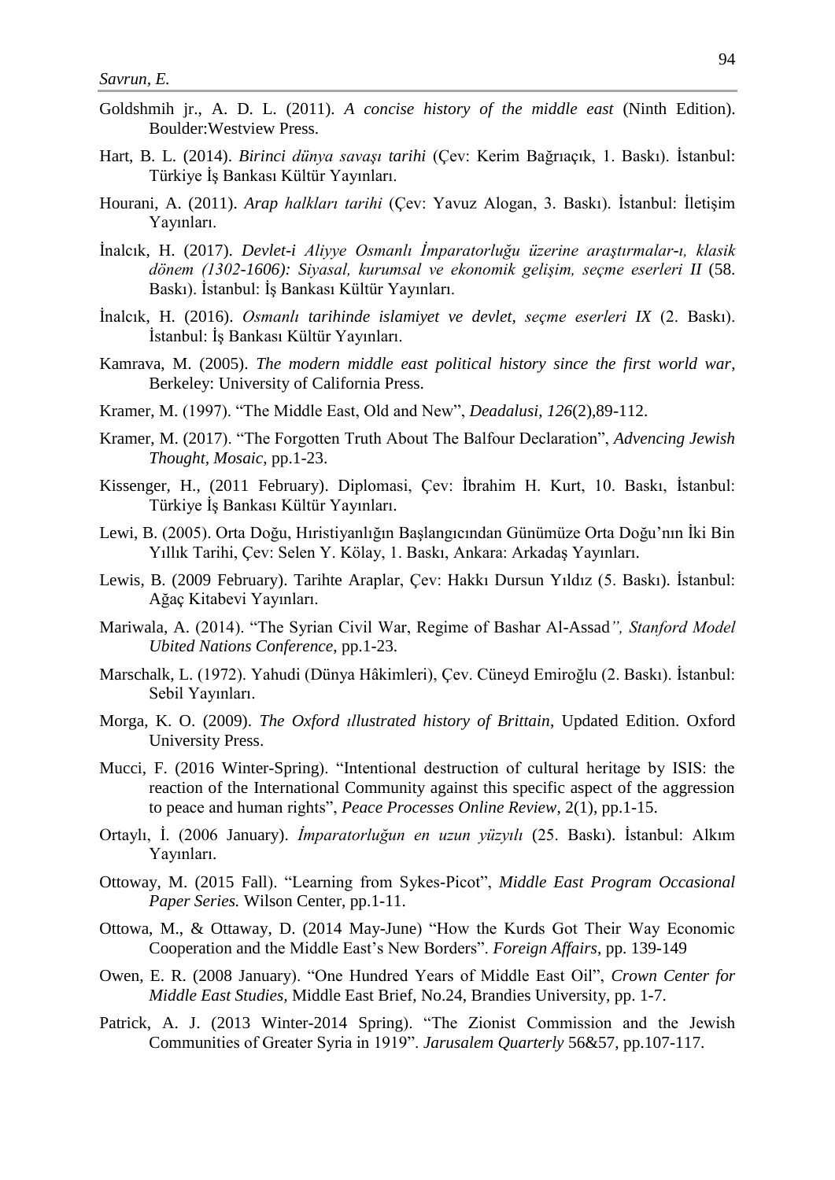Goldshmih jr., A. D. L. (2011). *A concise history of the middle east* (Ninth Edition). Boulder:Westview Press.

Hart, B. L. (2014). *Birinci dünya savaşı tarihi* (Çev: Kerim Bağrıaçık, 1. Baskı). İstanbul: Türkiye İş Bankası Kültür Yayınları.

Hourani, A. (2011). *Arap halkları tarihi* (Çev: Yavuz Alogan, 3. Baskı). İstanbul: İletişim Yayınları.

İnalcık, H. (2017). *Devlet-i Aliyye Osmanlı İmparatorluğu üzerine araştırmalar-ı, klasik dönem (1302-1606): Siyasal, kurumsal ve ekonomik gelişim, seçme eserleri II* (58. Baskı). İstanbul: İş Bankası Kültür Yayınları.

İnalcık, H. (2016). *Osmanlı tarihinde islamiyet ve devlet, seçme eserleri IX* (2. Baskı). İstanbul: İş Bankası Kültür Yayınları.

Kamrava, M. (2005). *The modern middle east political history since the first world war*, Berkeley: University of California Press.

Kramer, M. (1997). "The Middle East, Old and New", *Deadalusi, 126*(2),89-112.

Kramer, M. (2017). "The Forgotten Truth About The Balfour Declaration", *Advencing Jewish Thought*, *Mosaic*, pp.1-23.

Kissenger, H., (2011 February). Diplomasi, Çev: İbrahim H. Kurt, 10. Baskı, İstanbul: Türkiye İş Bankası Kültür Yayınları.

Lewi, B. (2005). Orta Doğu, Hıristiyanlığın Başlangıcından Günümüze Orta Doğu'nın İki Bin Yıllık Tarihi, Çev: Selen Y. Kölay, 1. Baskı, Ankara: Arkadaş Yayınları.

Lewis, B. (2009 February). Tarihte Araplar, Çev: Hakkı Dursun Yıldız (5. Baskı). İstanbul: Ağaç Kitabevi Yayınları.

Mariwala, A. (2014). "The Syrian Civil War, Regime of Bashar Al-Assad*", Stanford Model Ubited Nations Conference*, pp.1-23.

Marschalk, L. (1972). Yahudi (Dünya Hâkimleri), Çev. Cüneyd Emiroğlu (2. Baskı). İstanbul: Sebil Yayınları.

Morga, K. O. (2009). *The Oxford ıllustrated history of Brittain*, Updated Edition. Oxford University Press.

Mucci, F. (2016 Winter-Spring). "Intentional destruction of cultural heritage by ISIS: the reaction of the International Community against this specific aspect of the aggression to peace and human rights", *Peace Processes Online Review*, 2(1), pp.1-15.

Ortaylı, İ. (2006 January). *İmparatorluğun en uzun yüzyılı* (25. Baskı). İstanbul: Alkım Yayınları.

Ottoway, M. (2015 Fall). "Learning from Sykes-Picot", *Middle East Program Occasional Paper Series.* Wilson Center, pp.1-11.

Ottowa, M., & Ottaway, D. (2014 May-June) "How the Kurds Got Their Way Economic Cooperation and the Middle East's New Borders". *Foreign Affairs*, pp. 139-149

Owen, E. R. (2008 January). "One Hundred Years of Middle East Oil", *Crown Center for Middle East Studies*, Middle East Brief, No.24, Brandies University, pp. 1-7.

Patrick, A. J. (2013 Winter-2014 Spring). "The Zionist Commission and the Jewish Communities of Greater Syria in 1919". *Jarusalem Quarterly* 56&57, pp.107-117.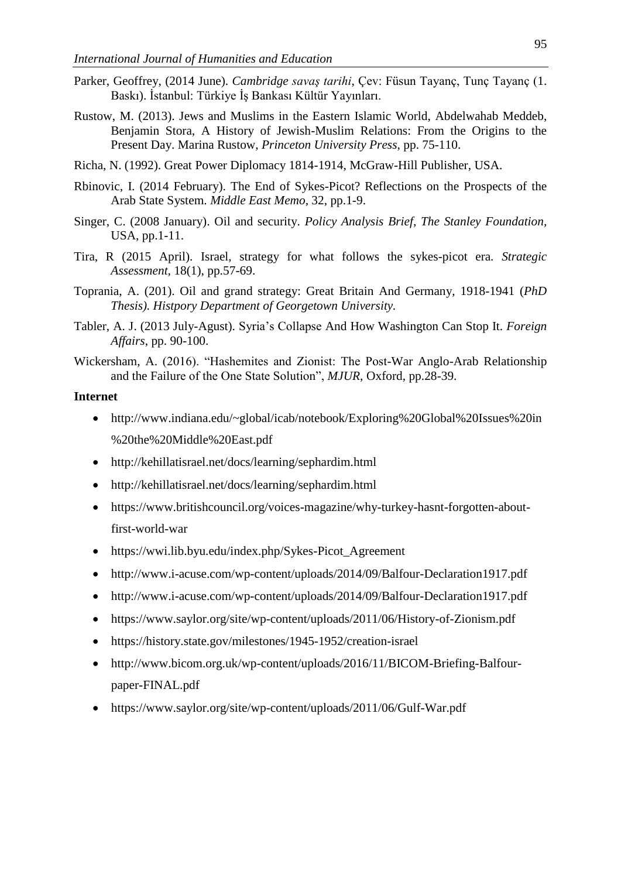Parker, Geoffrey, (2014 June). *Cambridge savaş tarihi*, Çev: Füsun Tayanç, Tunç Tayanç (1. Baskı). İstanbul: Türkiye İş Bankası Kültür Yayınları.

Rustow, M. (2013). Jews and Muslims in the Eastern Islamic World, Abdelwahab Meddeb, Benjamin Stora, A History of Jewish-Muslim Relations: From the Origins to the Present Day. Marina Rustow, *Princeton University Press*, pp. 75-110.

Richa, N. (1992). Great Power Diplomacy 1814-1914, McGraw-Hill Publisher, USA.

Rbinovic, I. (2014 February). The End of Sykes-Picot? Reflections on the Prospects of the Arab State System. *Middle East Memo*, 32, pp.1-9.

Singer, C. (2008 January). Oil and security. *Policy Analysis Brief, The Stanley Foundation*, USA, pp.1-11.

Tira, R (2015 April). Israel, strategy for what follows the sykes-picot era. *Strategic Assessment*, 18(1), pp.57-69.

Toprania, A. (201). Oil and grand strategy: Great Britain And Germany, 1918-1941 (*PhD Thesis). Histpory Department of Georgetown University.*

Tabler, A. J. (2013 July-Agust). Syria's Collapse And How Washington Can Stop It. *Foreign Affairs*, pp. 90-100.

Wickersham, A. (2016). "Hashemites and Zionist: The Post-War Anglo-Arab Relationship and the Failure of the One State Solution", *MJUR*, Oxford, pp.28-39.

**Internet**

- http://www.indiana.edu/~global/icab/notebook/Exploring%20Global%20Issues%20in%20the%20Middle%20East.pdf
- http://kehillatisrael.net/docs/learning/sephardim.html
- http://kehillatisrael.net/docs/learning/sephardim.html
- https://www.britishcouncil.org/voices-magazine/why-turkey-hasnt-forgotten-about-first-world-war
- https://wwi.lib.byu.edu/index.php/Sykes-Picot_Agreement
- http://www.i-acuse.com/wp-content/uploads/2014/09/Balfour-Declaration1917.pdf
- http://www.i-acuse.com/wp-content/uploads/2014/09/Balfour-Declaration1917.pdf
- https://www.saylor.org/site/wp-content/uploads/2011/06/History-of-Zionism.pdf
- https://history.state.gov/milestones/1945-1952/creation-israel
- http://www.bicom.org.uk/wp-content/uploads/2016/11/BICOM-Briefing-Balfour-paper-FINAL.pdf
- https://www.saylor.org/site/wp-content/uploads/2011/06/Gulf-War.pdf